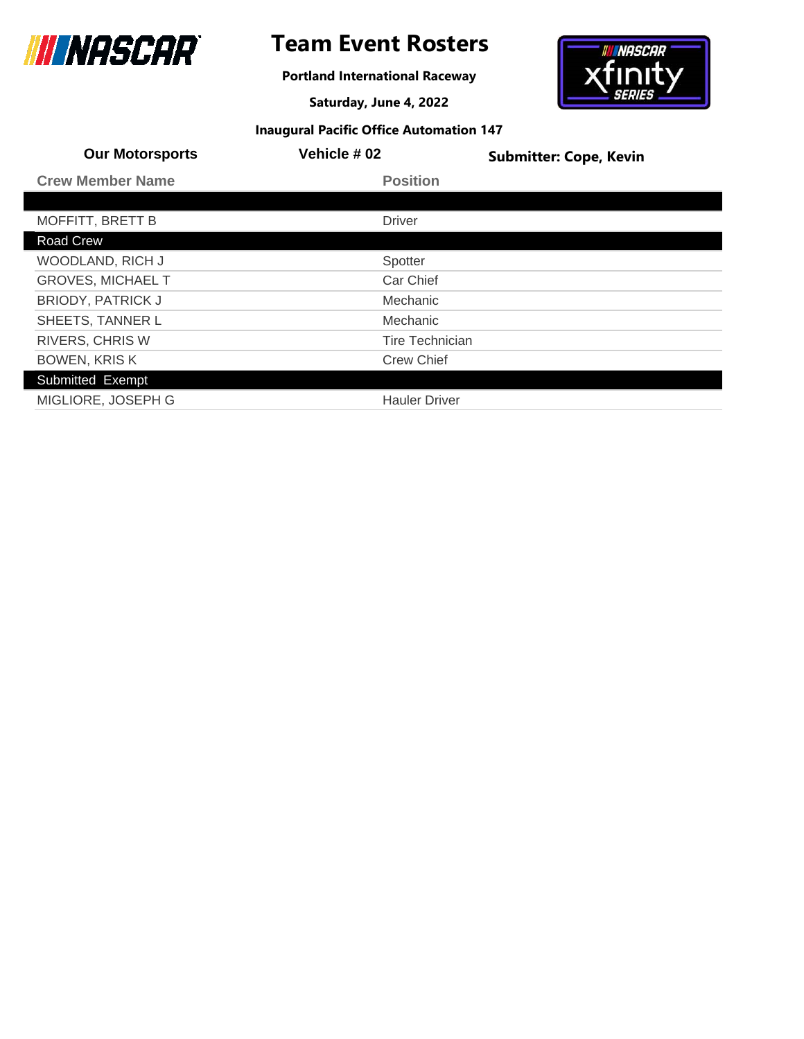# Team Event Rosters

**Portland International Raceway**

**Saturday, June 4, 2022**

**Inaugural Pacific Office Automation 147**

**Our Motorsports** | **Vehicle # 02** | **Submitter: Cope, Kevin**

| Crew Member Name | Position |
| --- | --- |
| | |
| MOFFITT, BRETT B | Driver |
| **Road Crew** | |
| WOODLAND, RICH J | Spotter |
| GROVES, MICHAEL T | Car Chief |
| BRIODY, PATRICK J | Mechanic |
| SHEETS, TANNER L | Mechanic |
| RIVERS, CHRIS W | Tire Technician |
| BOWEN, KRIS K | Crew Chief |
| **Submitted Exempt** | |
| MIGLIORE, JOSEPH G | Hauler Driver |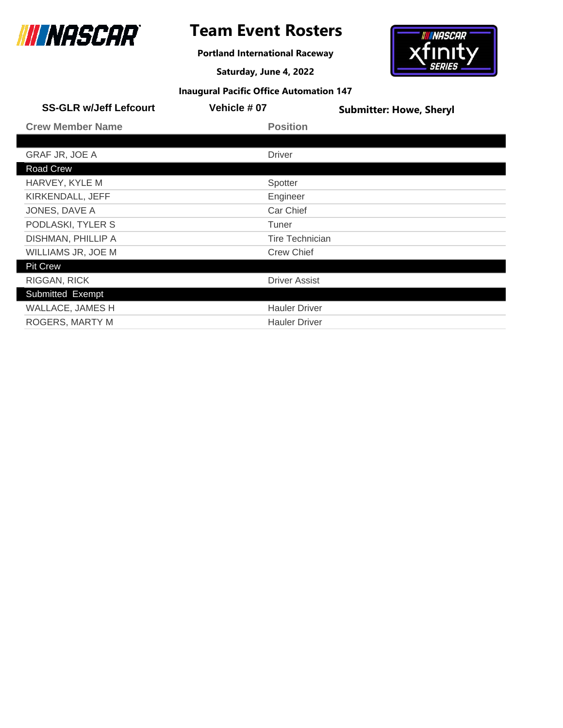# Team Event Rosters

**Portland International Raceway**

**Saturday, June 4, 2022**

**Inaugural Pacific Office Automation 147**

**SS-GLR w/Jeff Lefcourt** | **Vehicle # 07** | **Submitter: Howe, Sheryl**

| Crew Member Name | Position |
|---|---|
| | |
| GRAF JR, JOE A | Driver |
| **Road Crew** | |
| HARVEY, KYLE M | Spotter |
| KIRKENDALL, JEFF | Engineer |
| JONES, DAVE A | Car Chief |
| PODLASKI, TYLER S | Tuner |
| DISHMAN, PHILLIP A | Tire Technician |
| WILLIAMS JR, JOE M | Crew Chief |
| **Pit Crew** | |
| RIGGAN, RICK | Driver Assist |
| **Submitted Exempt** | |
| WALLACE, JAMES H | Hauler Driver |
| ROGERS, MARTY M | Hauler Driver |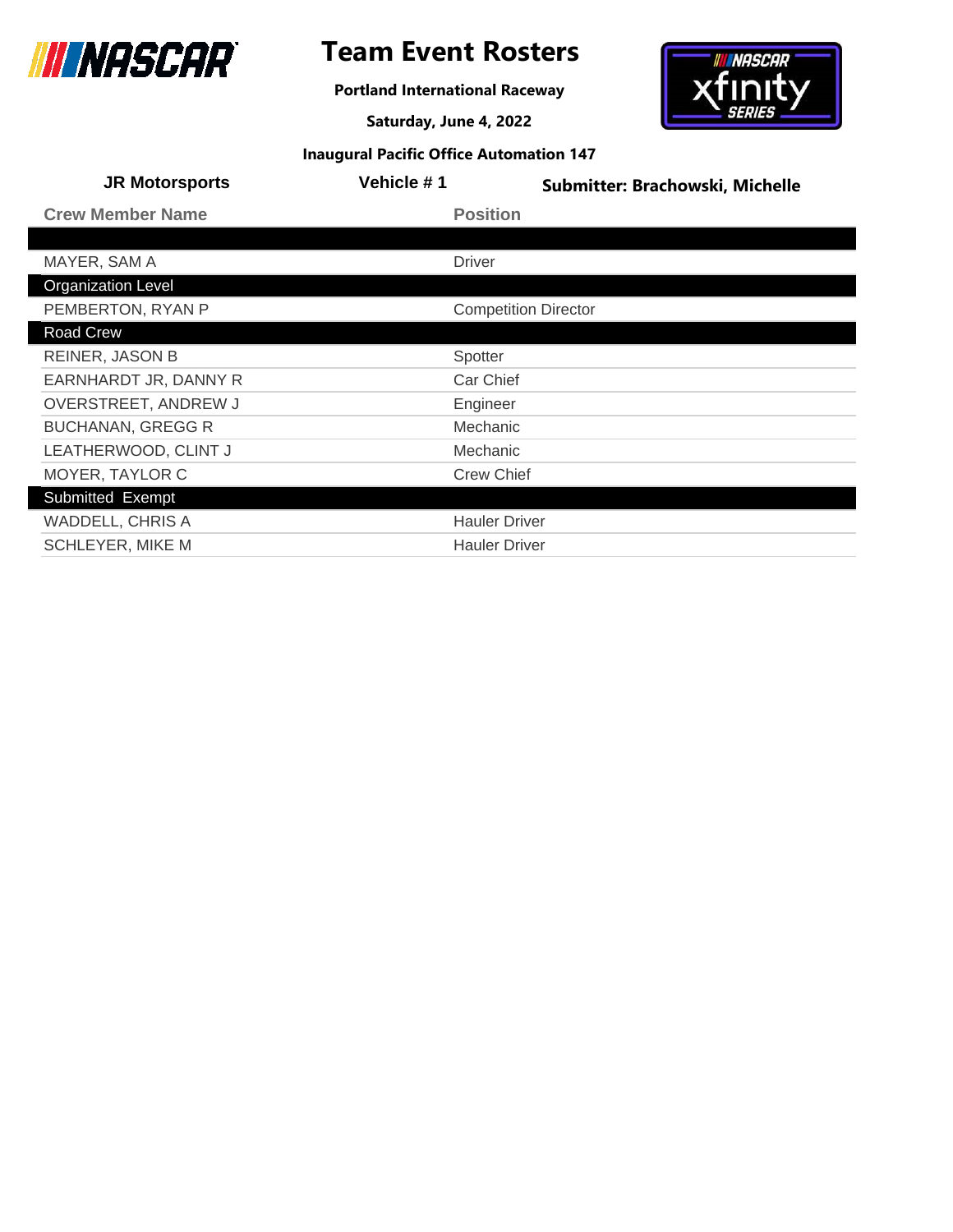# Team Event Rosters

**Portland International Raceway**

**Saturday, June 4, 2022**

**Inaugural Pacific Office Automation 147**

**JR Motorsports** | **Vehicle # 1** | **Submitter: Brachowski, Michelle**

| Crew Member Name | Position |
|---|---|
| | |
| MAYER, SAM A | Driver |
| **Organization Level** | |
| PEMBERTON, RYAN P | Competition Director |
| **Road Crew** | |
| REINER, JASON B | Spotter |
| EARNHARDT JR, DANNY R | Car Chief |
| OVERSTREET, ANDREW J | Engineer |
| BUCHANAN, GREGG R | Mechanic |
| LEATHERWOOD, CLINT J | Mechanic |
| MOYER, TAYLOR C | Crew Chief |
| **Submitted Exempt** | |
| WADDELL, CHRIS A | Hauler Driver |
| SCHLEYER, MIKE M | Hauler Driver |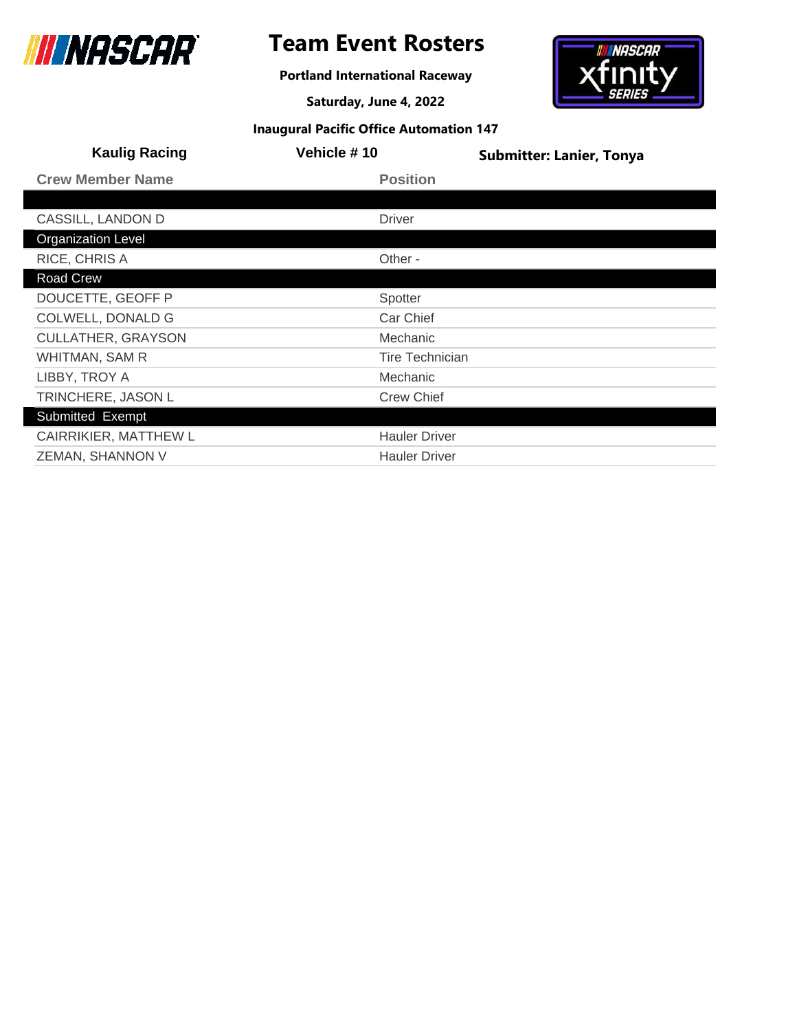# Team Event Rosters

**Portland International Raceway**

**Saturday, June 4, 2022**

**Inaugural Pacific Office Automation 147**

**Kaulig Racing** | **Vehicle # 10** | **Submitter: Lanier, Tonya**

| Crew Member Name | Position |
|---|---|
| | |
| CASSILL, LANDON D | Driver |
| **Organization Level** | |
| RICE, CHRIS A | Other - |
| **Road Crew** | |
| DOUCETTE, GEOFF P | Spotter |
| COLWELL, DONALD G | Car Chief |
| CULLATHER, GRAYSON | Mechanic |
| WHITMAN, SAM R | Tire Technician |
| LIBBY, TROY A | Mechanic |
| TRINCHERE, JASON L | Crew Chief |
| **Submitted Exempt** | |
| CAIRRIKIER, MATTHEW L | Hauler Driver |
| ZEMAN, SHANNON V | Hauler Driver |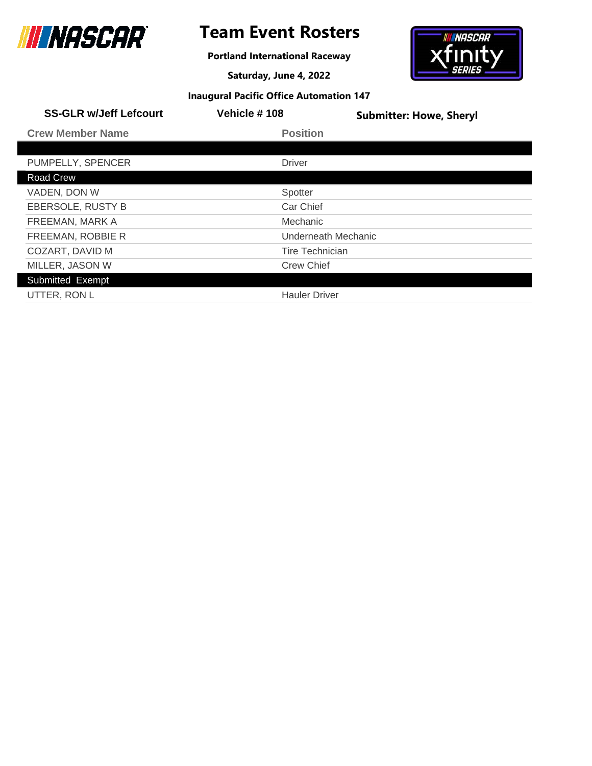# Team Event Rosters

**Portland International Raceway**

**Saturday, June 4, 2022**

**Inaugural Pacific Office Automation 147**

**SS-GLR w/Jeff Lefcourt** | **Vehicle # 108** | **Submitter: Howe, Sheryl**

| Crew Member Name | Position |
|---|---|
| | |
| PUMPELLY, SPENCER | Driver |
| **Road Crew** | |
| VADEN, DON W | Spotter |
| EBERSOLE, RUSTY B | Car Chief |
| FREEMAN, MARK A | Mechanic |
| FREEMAN, ROBBIE R | Underneath Mechanic |
| COZART, DAVID M | Tire Technician |
| MILLER, JASON W | Crew Chief |
| **Submitted Exempt** | |
| UTTER, RON L | Hauler Driver |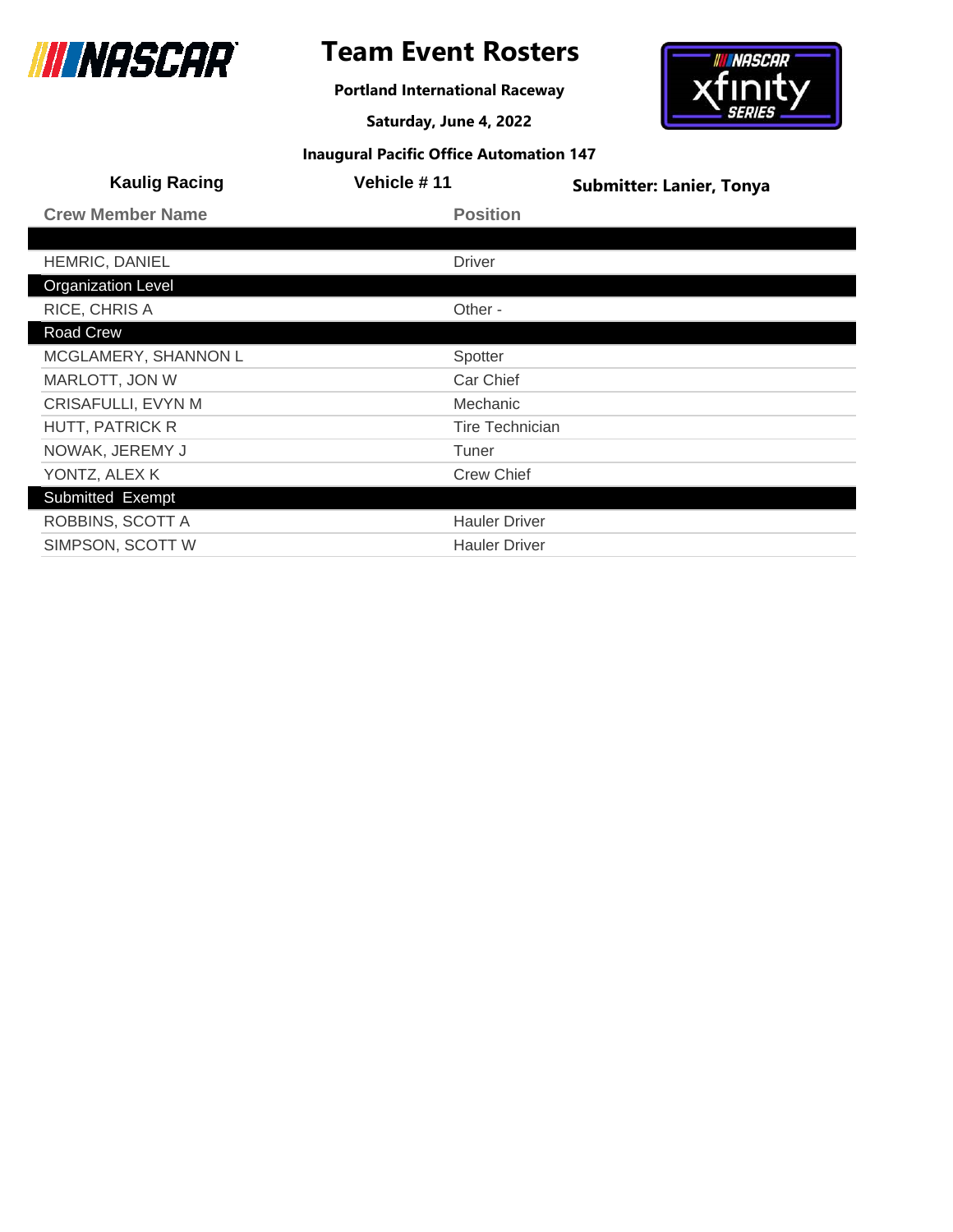# Team Event Rosters

**Portland International Raceway**

**Saturday, June 4, 2022**

**Inaugural Pacific Office Automation 147**

**Kaulig Racing** | **Vehicle # 11** | **Submitter: Lanier, Tonya**

| Crew Member Name | Position |
|---|---|
| | |
| HEMRIC, DANIEL | Driver |
| **Organization Level** | |
| RICE, CHRIS A | Other - |
| **Road Crew** | |
| MCGLAMERY, SHANNON L | Spotter |
| MARLOTT, JON W | Car Chief |
| CRISAFULLI, EVYN M | Mechanic |
| HUTT, PATRICK R | Tire Technician |
| NOWAK, JEREMY J | Tuner |
| YONTZ, ALEX K | Crew Chief |
| **Submitted Exempt** | |
| ROBBINS, SCOTT A | Hauler Driver |
| SIMPSON, SCOTT W | Hauler Driver |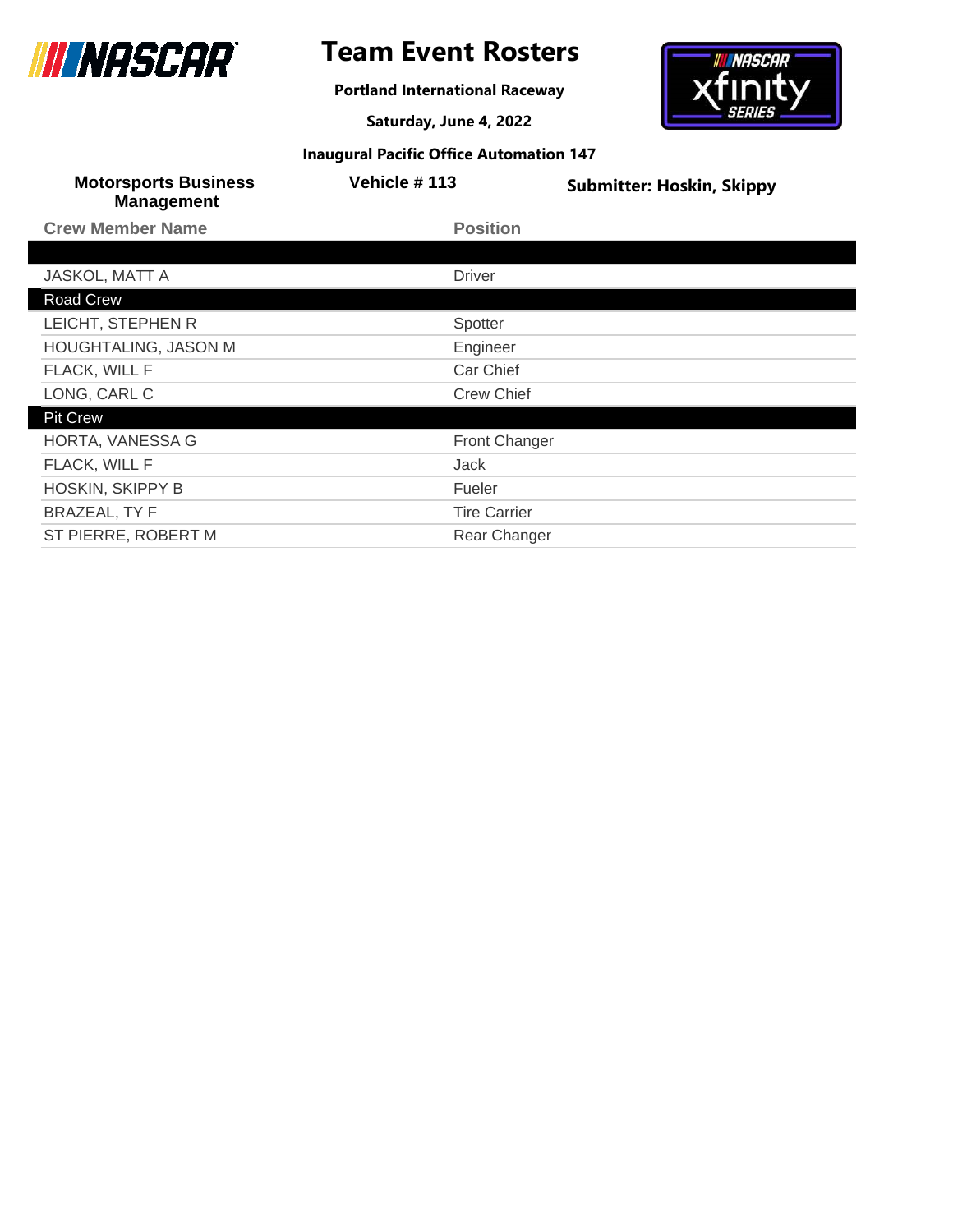# Team Event Rosters

**Portland International Raceway**

**Saturday, June 4, 2022**

**Inaugural Pacific Office Automation 147**

**Motorsports Business Management** | **Vehicle # 113** | **Submitter: Hoskin, Skippy**

| Crew Member Name | Position |
|---|---|
| | |
| JASKOL, MATT A | Driver |
| **Road Crew** | |
| LEICHT, STEPHEN R | Spotter |
| HOUGHTALING, JASON M | Engineer |
| FLACK, WILL F | Car Chief |
| LONG, CARL C | Crew Chief |
| **Pit Crew** | |
| HORTA, VANESSA G | Front Changer |
| FLACK, WILL F | Jack |
| HOSKIN, SKIPPY B | Fueler |
| BRAZEAL, TY F | Tire Carrier |
| ST PIERRE, ROBERT M | Rear Changer |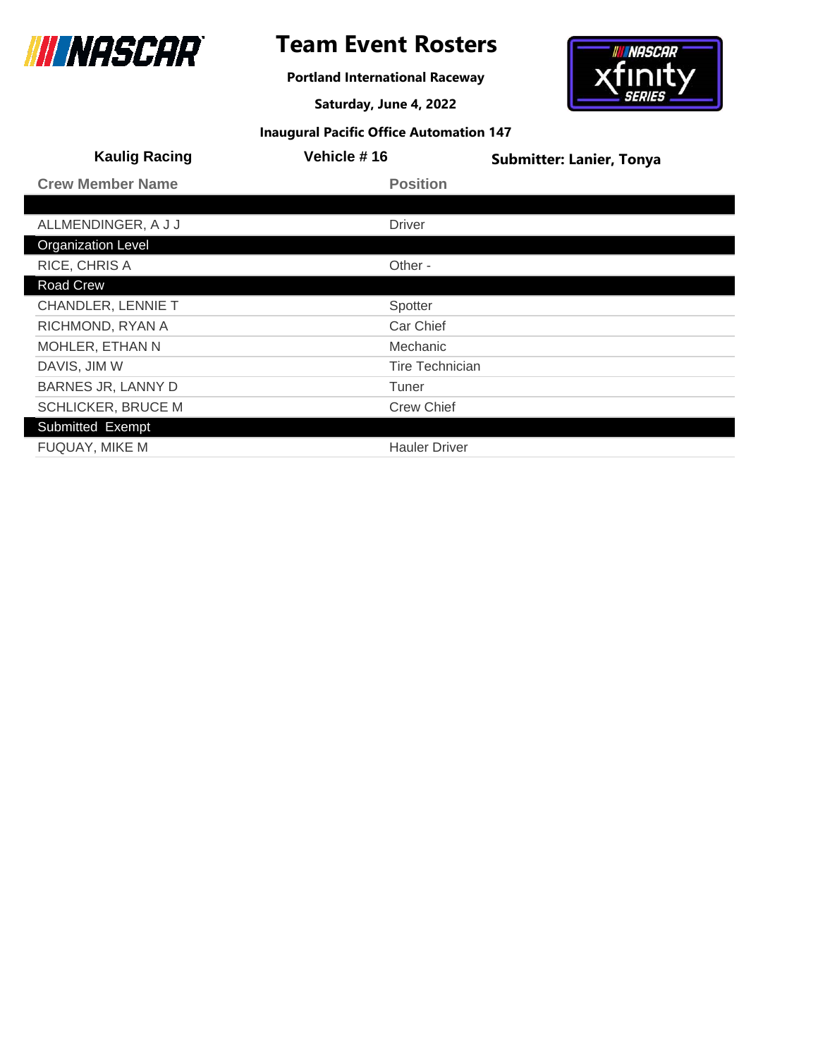# Team Event Rosters

**Portland International Raceway**

**Saturday, June 4, 2022**

**Inaugural Pacific Office Automation 147**

**Kaulig Racing** | **Vehicle # 16** | **Submitter: Lanier, Tonya**

| Crew Member Name | Position |
|---|---|
| | |
| ALLMENDINGER, A J J | Driver |
| **Organization Level** | |
| RICE, CHRIS A | Other - |
| **Road Crew** | |
| CHANDLER, LENNIE T | Spotter |
| RICHMOND, RYAN A | Car Chief |
| MOHLER, ETHAN N | Mechanic |
| DAVIS, JIM W | Tire Technician |
| BARNES JR, LANNY D | Tuner |
| SCHLICKER, BRUCE M | Crew Chief |
| **Submitted Exempt** | |
| FUQUAY, MIKE M | Hauler Driver |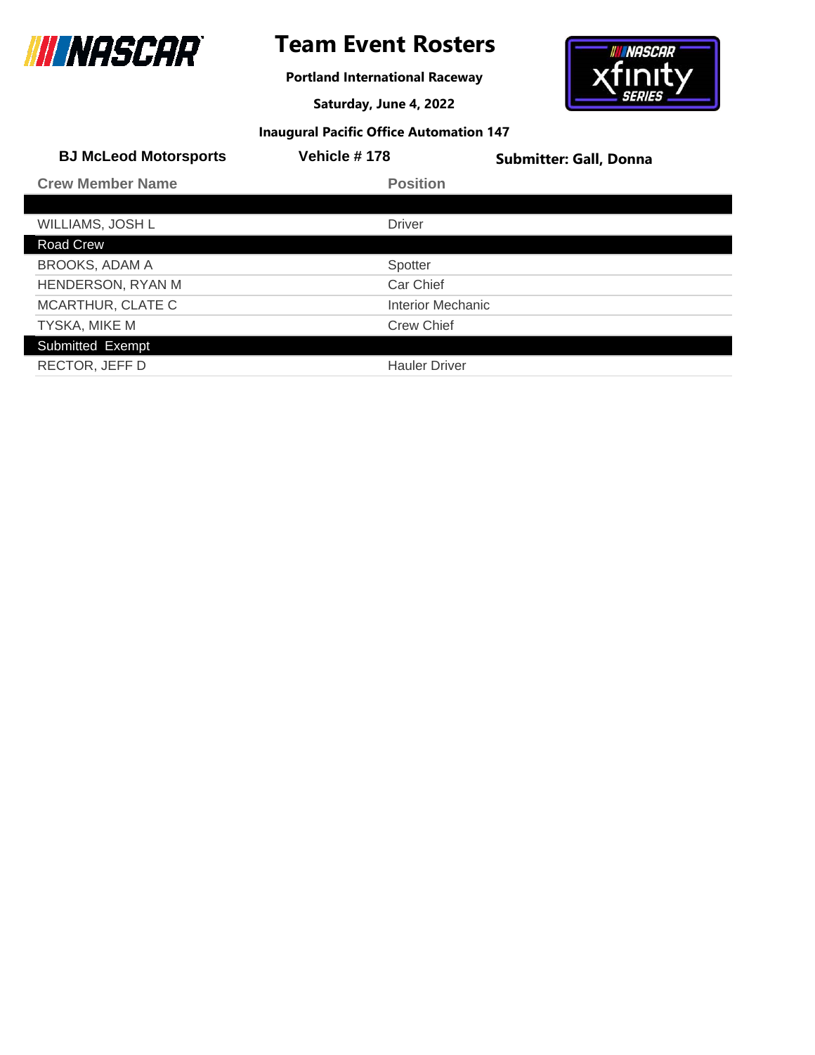# Team Event Rosters

**Portland International Raceway**

**Saturday, June 4, 2022**

**Inaugural Pacific Office Automation 147**

**BJ McLeod Motorsports** | **Vehicle # 178** | **Submitter: Gall, Donna**

| Crew Member Name | Position |
|---|---|
| | |
| WILLIAMS, JOSH L | Driver |
| **Road Crew** | |
| BROOKS, ADAM A | Spotter |
| HENDERSON, RYAN M | Car Chief |
| MCARTHUR, CLATE C | Interior Mechanic |
| TYSKA, MIKE M | Crew Chief |
| **Submitted Exempt** | |
| RECTOR, JEFF D | Hauler Driver |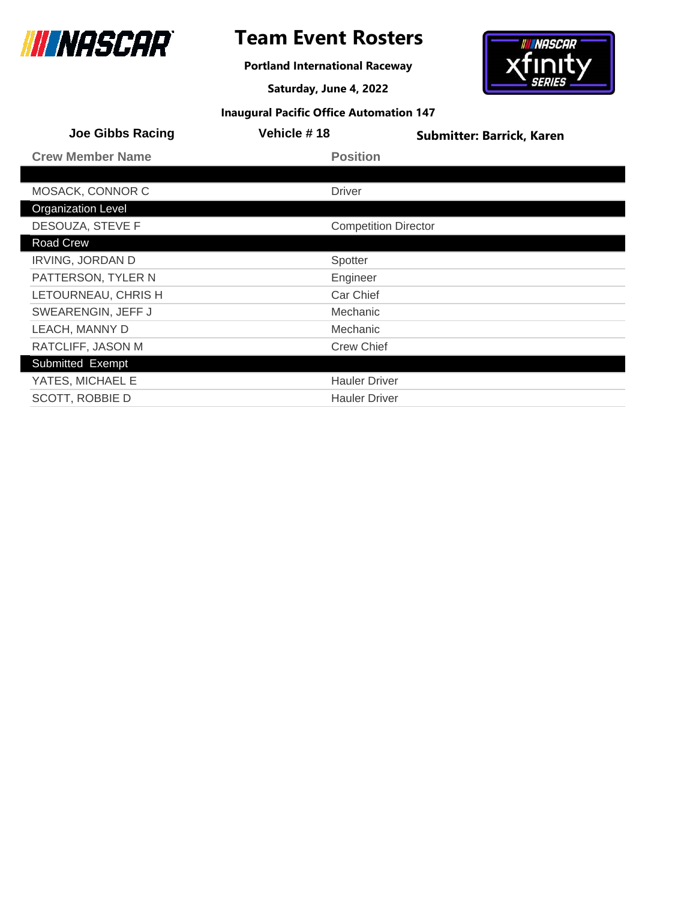# Team Event Rosters

**Portland International Raceway**

**Saturday, June 4, 2022**

**Inaugural Pacific Office Automation 147**

**Joe Gibbs Racing** | **Vehicle # 18** | **Submitter: Barrick, Karen**

| Crew Member Name | Position |
|---|---|
| | |
| MOSACK, CONNOR C | Driver |
| **Organization Level** | |
| DESOUZA, STEVE F | Competition Director |
| **Road Crew** | |
| IRVING, JORDAN D | Spotter |
| PATTERSON, TYLER N | Engineer |
| LETOURNEAU, CHRIS H | Car Chief |
| SWEARENGIN, JEFF J | Mechanic |
| LEACH, MANNY D | Mechanic |
| RATCLIFF, JASON M | Crew Chief |
| **Submitted Exempt** | |
| YATES, MICHAEL E | Hauler Driver |
| SCOTT, ROBBIE D | Hauler Driver |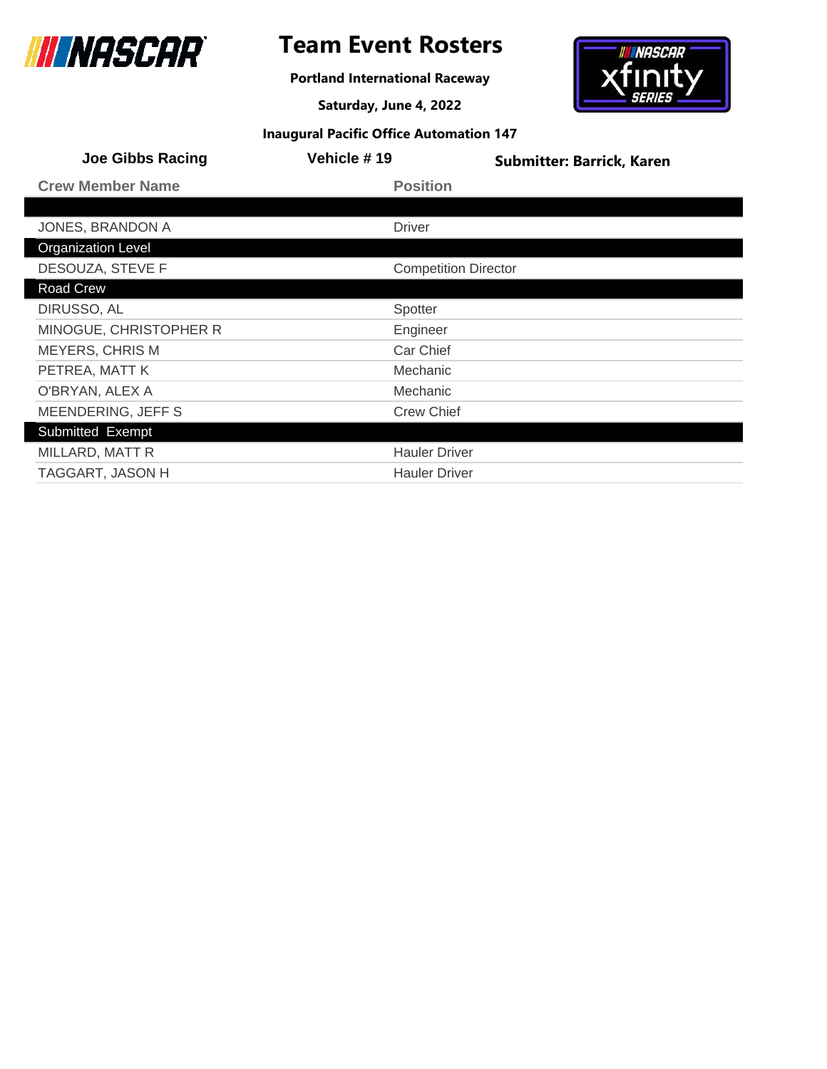# Team Event Rosters

**Portland International Raceway**

**Saturday, June 4, 2022**

**Inaugural Pacific Office Automation 147**

**Joe Gibbs Racing** | **Vehicle # 19** | **Submitter: Barrick, Karen**

| Crew Member Name | Position |
|---|---|
| | |
| JONES, BRANDON A | Driver |
| **Organization Level** | |
| DESOUZA, STEVE F | Competition Director |
| **Road Crew** | |
| DIRUSSO, AL | Spotter |
| MINOGUE, CHRISTOPHER R | Engineer |
| MEYERS, CHRIS M | Car Chief |
| PETREA, MATT K | Mechanic |
| O'BRYAN, ALEX A | Mechanic |
| MEENDERING, JEFF S | Crew Chief |
| **Submitted Exempt** | |
| MILLARD, MATT R | Hauler Driver |
| TAGGART, JASON H | Hauler Driver |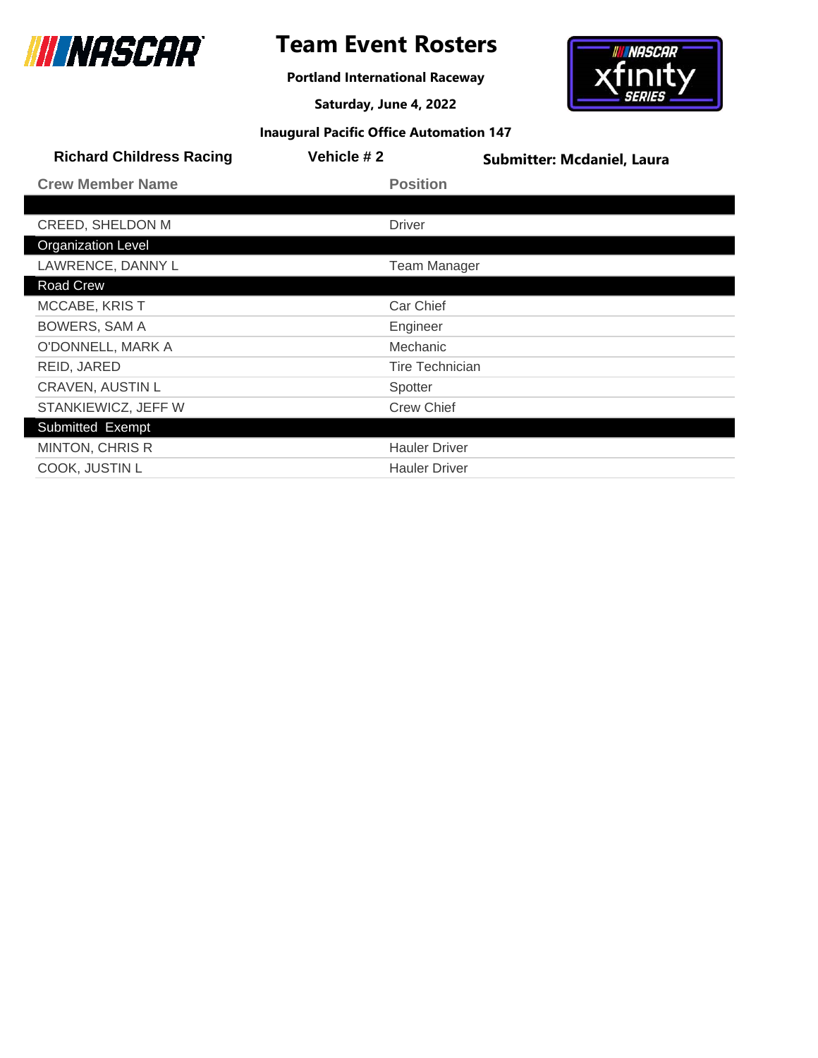# Team Event Rosters

**Portland International Raceway**

**Saturday, June 4, 2022**

**Inaugural Pacific Office Automation 147**

**Richard Childress Racing** | **Vehicle # 2** | **Submitter: Mcdaniel, Laura**

| Crew Member Name | Position |
|---|---|
| | |
| CREED, SHELDON M | Driver |
| **Organization Level** | |
| LAWRENCE, DANNY L | Team Manager |
| **Road Crew** | |
| MCCABE, KRIS T | Car Chief |
| BOWERS, SAM A | Engineer |
| O'DONNELL, MARK A | Mechanic |
| REID, JARED | Tire Technician |
| CRAVEN, AUSTIN L | Spotter |
| STANKIEWICZ, JEFF W | Crew Chief |
| **Submitted Exempt** | |
| MINTON, CHRIS R | Hauler Driver |
| COOK, JUSTIN L | Hauler Driver |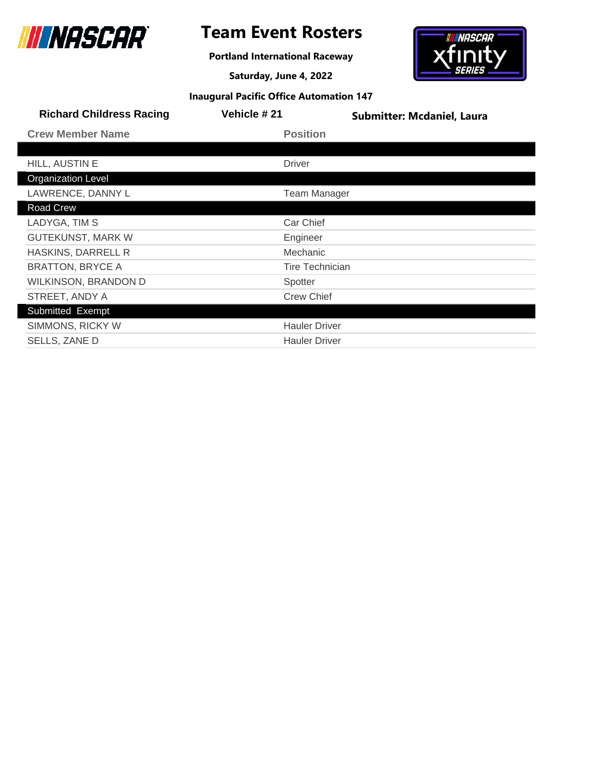# Team Event Rosters

**Portland International Raceway**

**Saturday, June 4, 2022**

**Inaugural Pacific Office Automation 147**

**Richard Childress Racing** | **Vehicle # 21** | **Submitter: Mcdaniel, Laura**

| Crew Member Name | Position |
|---|---|
| | |
| HILL, AUSTIN E | Driver |
| **Organization Level** | |
| LAWRENCE, DANNY L | Team Manager |
| **Road Crew** | |
| LADYGA, TIM S | Car Chief |
| GUTEKUNST, MARK W | Engineer |
| HASKINS, DARRELL R | Mechanic |
| BRATTON, BRYCE A | Tire Technician |
| WILKINSON, BRANDON D | Spotter |
| STREET, ANDY A | Crew Chief |
| **Submitted Exempt** | |
| SIMMONS, RICKY W | Hauler Driver |
| SELLS, ZANE D | Hauler Driver |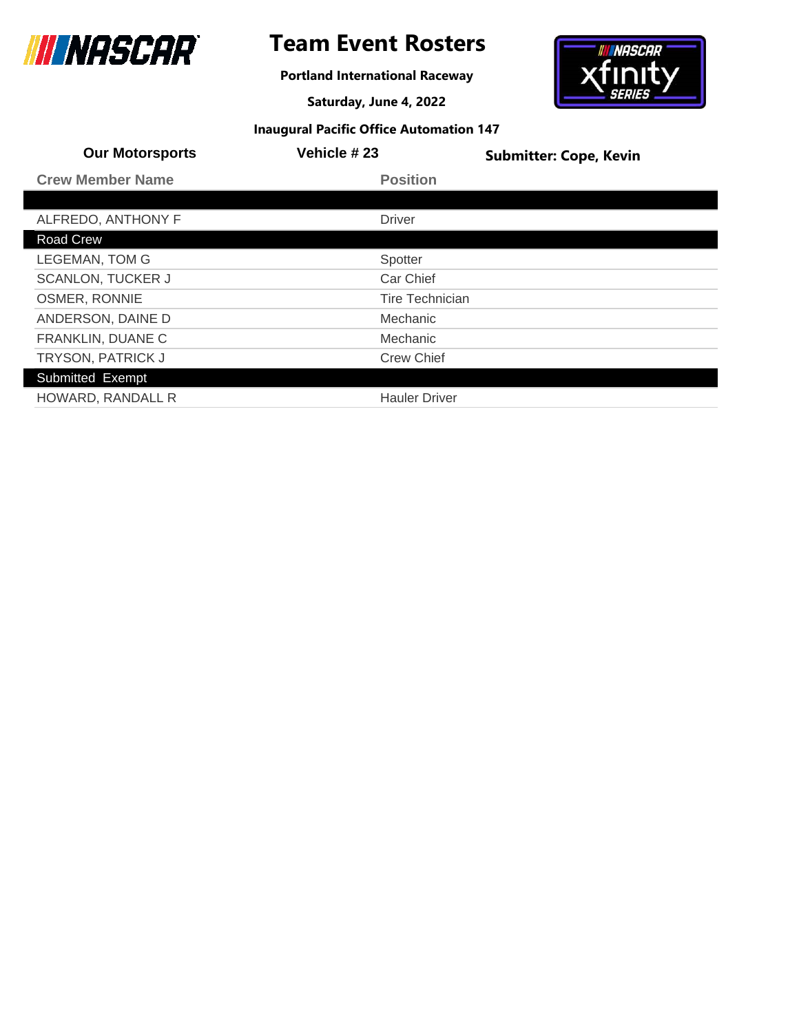# Team Event Rosters

**Portland International Raceway**

**Saturday, June 4, 2022**

**Inaugural Pacific Office Automation 147**

**Our Motorsports** | **Vehicle # 23** | **Submitter: Cope, Kevin**

| Crew Member Name | Position |
|---|---|
| | |
| ALFREDO, ANTHONY F | Driver |
| **Road Crew** | |
| LEGEMAN, TOM G | Spotter |
| SCANLON, TUCKER J | Car Chief |
| OSMER, RONNIE | Tire Technician |
| ANDERSON, DAINE D | Mechanic |
| FRANKLIN, DUANE C | Mechanic |
| TRYSON, PATRICK J | Crew Chief |
| **Submitted Exempt** | |
| HOWARD, RANDALL R | Hauler Driver |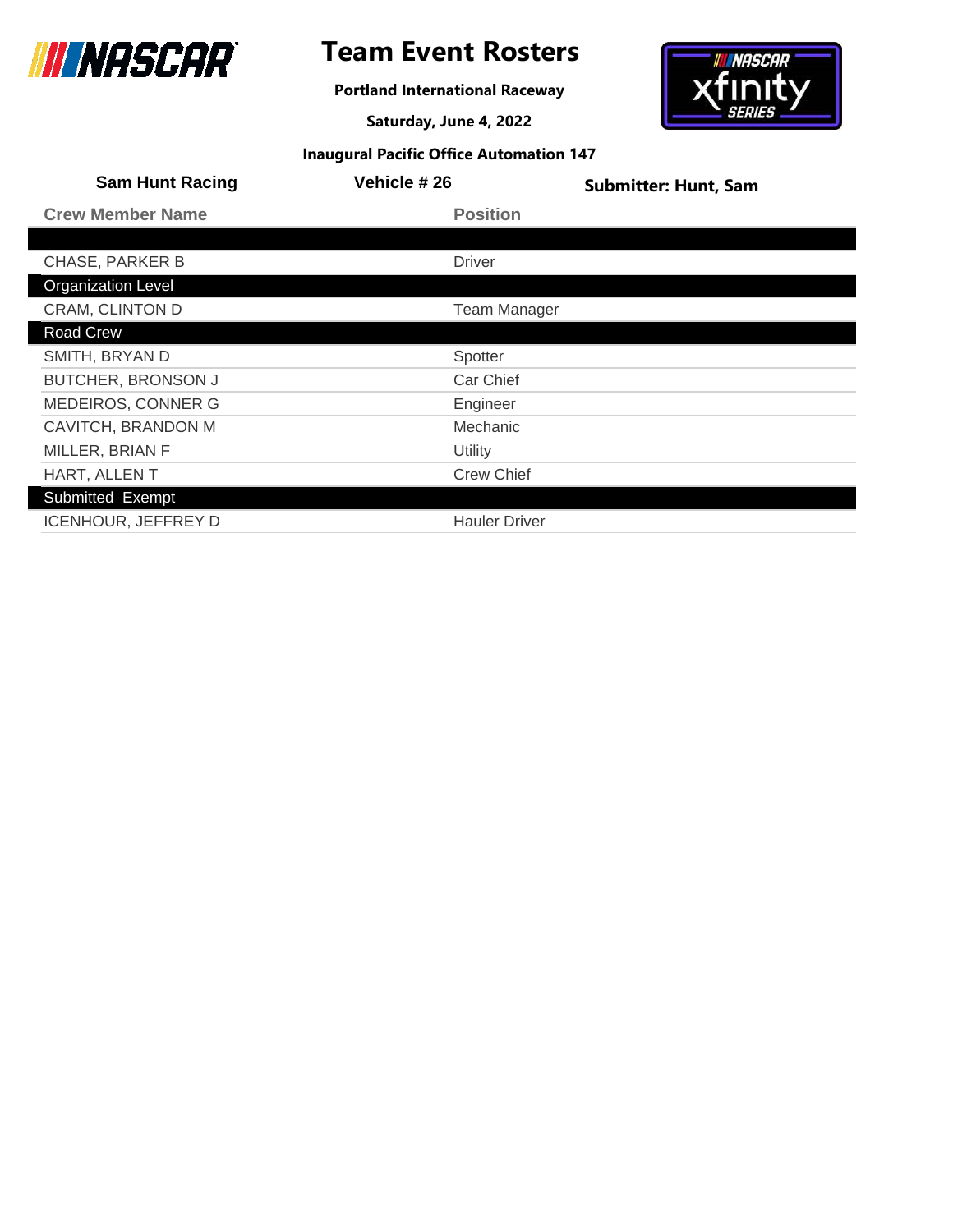# Team Event Rosters

**Portland International Raceway**

**Saturday, June 4, 2022**

**Inaugural Pacific Office Automation 147**

**Sam Hunt Racing** | **Vehicle # 26** | **Submitter: Hunt, Sam**

| Crew Member Name | Position |
|---|---|
| | |
| CHASE, PARKER B | Driver |
| **Organization Level** | |
| CRAM, CLINTON D | Team Manager |
| **Road Crew** | |
| SMITH, BRYAN D | Spotter |
| BUTCHER, BRONSON J | Car Chief |
| MEDEIROS, CONNER G | Engineer |
| CAVITCH, BRANDON M | Mechanic |
| MILLER, BRIAN F | Utility |
| HART, ALLEN T | Crew Chief |
| **Submitted Exempt** | |
| ICENHOUR, JEFFREY D | Hauler Driver |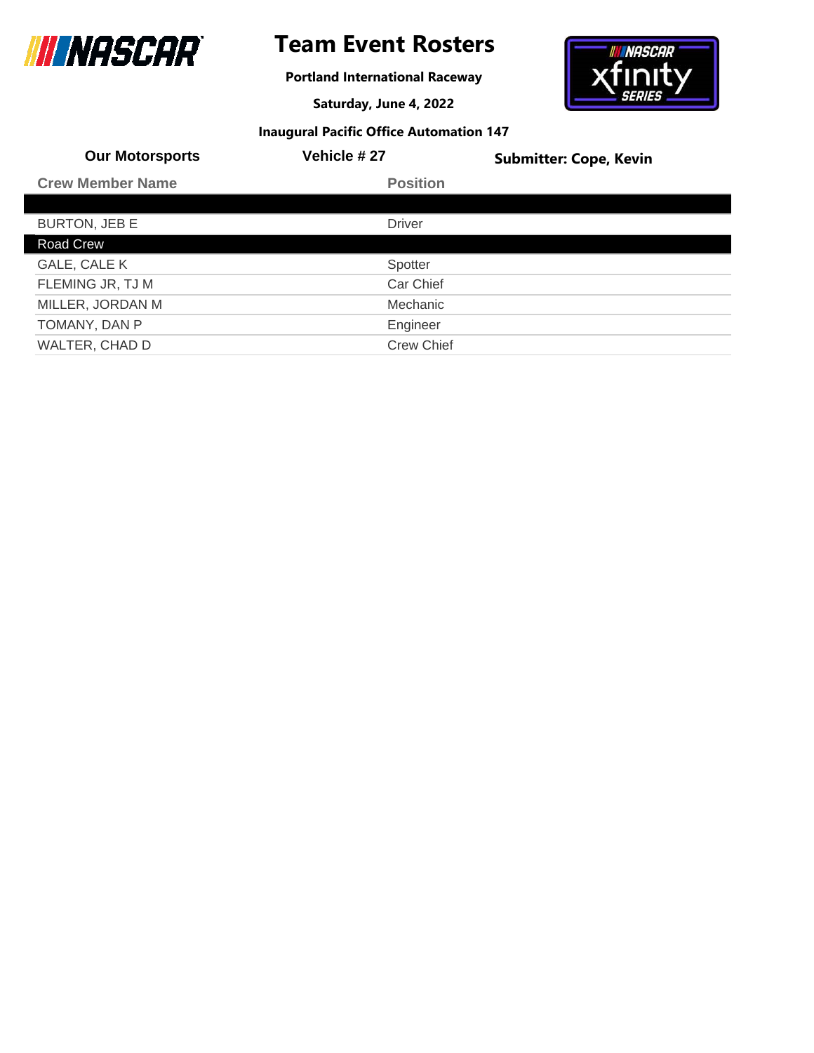# Team Event Rosters

**Portland International Raceway**

**Saturday, June 4, 2022**

**Inaugural Pacific Office Automation 147**

**Our Motorsports** | **Vehicle # 27** | **Submitter: Cope, Kevin**

| Crew Member Name | Position |
|---|---|
| | |
| BURTON, JEB E | Driver |
| Road Crew | |
| GALE, CALE K | Spotter |
| FLEMING JR, TJ M | Car Chief |
| MILLER, JORDAN M | Mechanic |
| TOMANY, DAN P | Engineer |
| WALTER, CHAD D | Crew Chief |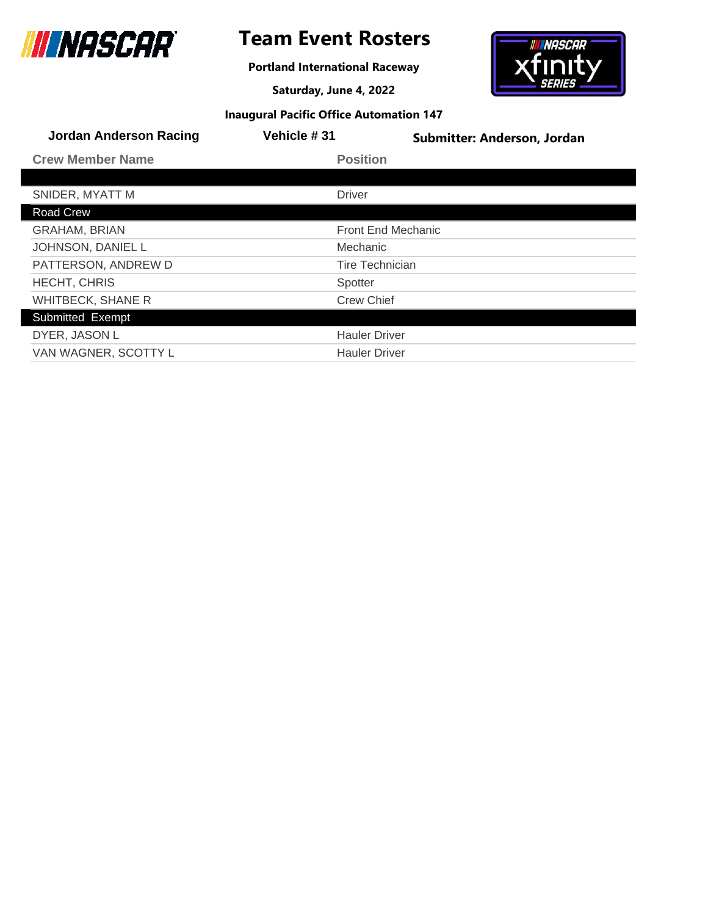# Team Event Rosters

**Portland International Raceway**

**Saturday, June 4, 2022**

**Inaugural Pacific Office Automation 147**

**Jordan Anderson Racing** | **Vehicle # 31** | **Submitter: Anderson, Jordan**

| Crew Member Name | Position |
|---|---|
| | |
| SNIDER, MYATT M | Driver |
| **Road Crew** | |
| GRAHAM, BRIAN | Front End Mechanic |
| JOHNSON, DANIEL L | Mechanic |
| PATTERSON, ANDREW D | Tire Technician |
| HECHT, CHRIS | Spotter |
| WHITBECK, SHANE R | Crew Chief |
| **Submitted Exempt** | |
| DYER, JASON L | Hauler Driver |
| VAN WAGNER, SCOTTY L | Hauler Driver |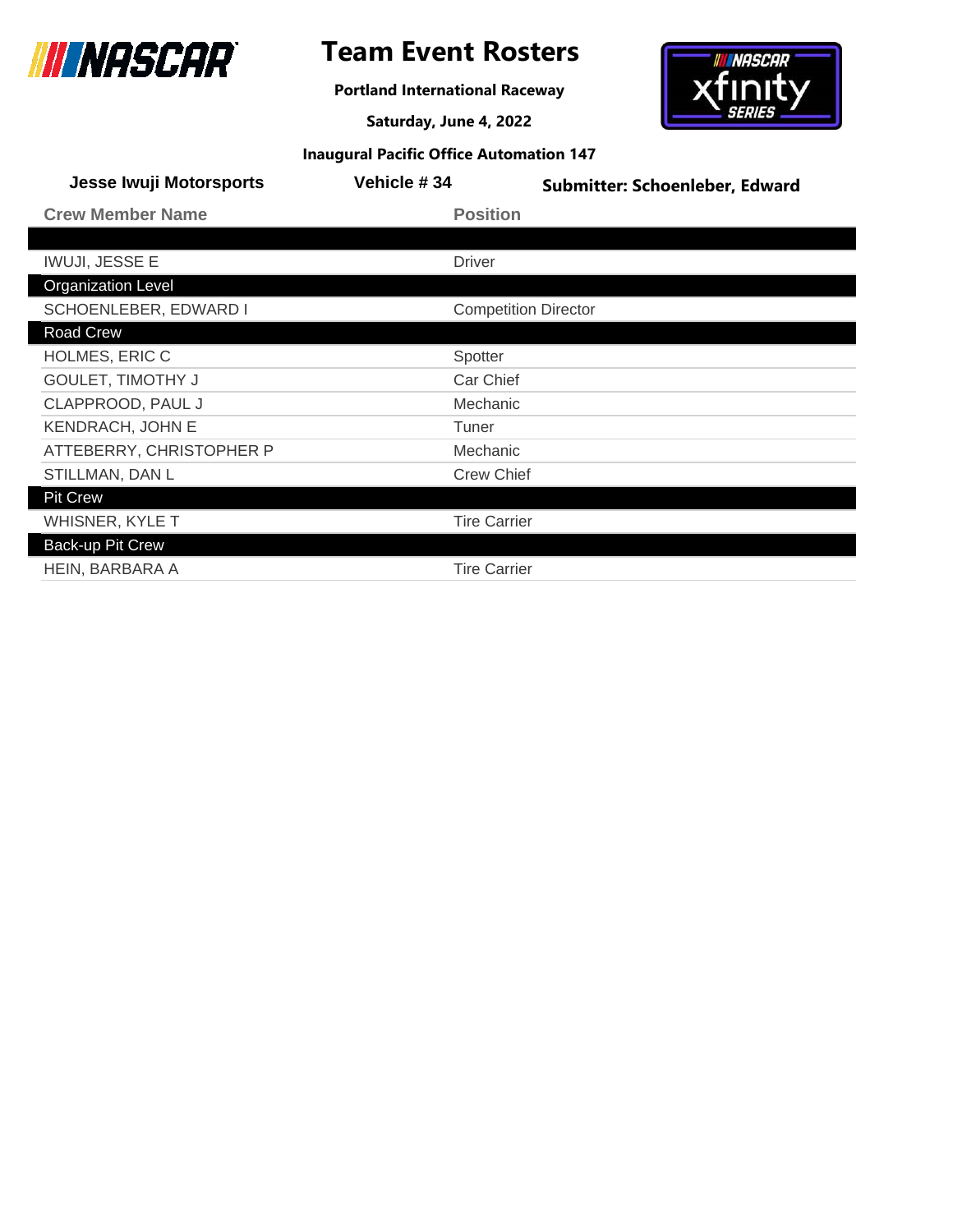# Team Event Rosters

**Portland International Raceway**

**Saturday, June 4, 2022**

**Inaugural Pacific Office Automation 147**

**Jesse Iwuji Motorsports** | **Vehicle # 34** | **Submitter: Schoenleber, Edward**

| Crew Member Name | Position |
|---|---|
| | |
| IWUJI, JESSE E | Driver |
| **Organization Level** | |
| SCHOENLEBER, EDWARD I | Competition Director |
| **Road Crew** | |
| HOLMES, ERIC C | Spotter |
| GOULET, TIMOTHY J | Car Chief |
| CLAPPROOD, PAUL J | Mechanic |
| KENDRACH, JOHN E | Tuner |
| ATTEBERRY, CHRISTOPHER P | Mechanic |
| STILLMAN, DAN L | Crew Chief |
| **Pit Crew** | |
| WHISNER, KYLE T | Tire Carrier |
| **Back-up Pit Crew** | |
| HEIN, BARBARA A | Tire Carrier |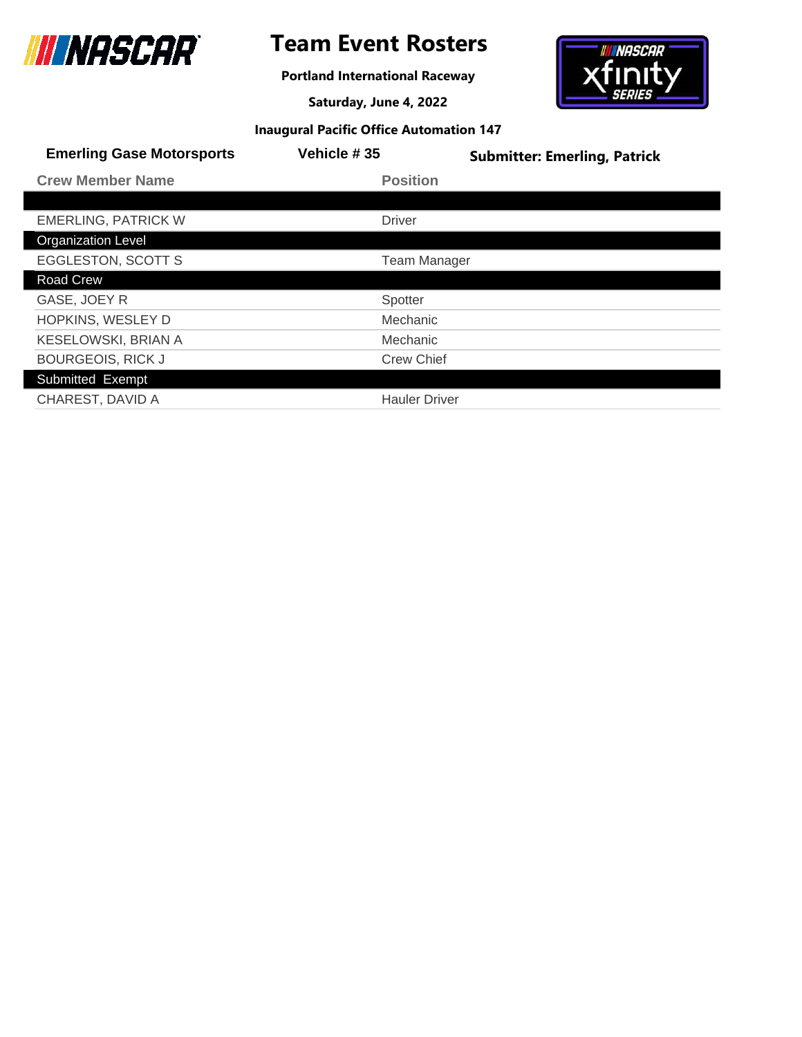# Team Event Rosters

**Portland International Raceway**

**Saturday, June 4, 2022**

**Inaugural Pacific Office Automation 147**

**Emerling Gase Motorsports** | **Vehicle # 35** | **Submitter: Emerling, Patrick**

| Crew Member Name | Position |
|---|---|
| | |
| EMERLING, PATRICK W | Driver |
| **Organization Level** | |
| EGGLESTON, SCOTT S | Team Manager |
| **Road Crew** | |
| GASE, JOEY R | Spotter |
| HOPKINS, WESLEY D | Mechanic |
| KESELOWSKI, BRIAN A | Mechanic |
| BOURGEOIS, RICK J | Crew Chief |
| **Submitted Exempt** | |
| CHAREST, DAVID A | Hauler Driver |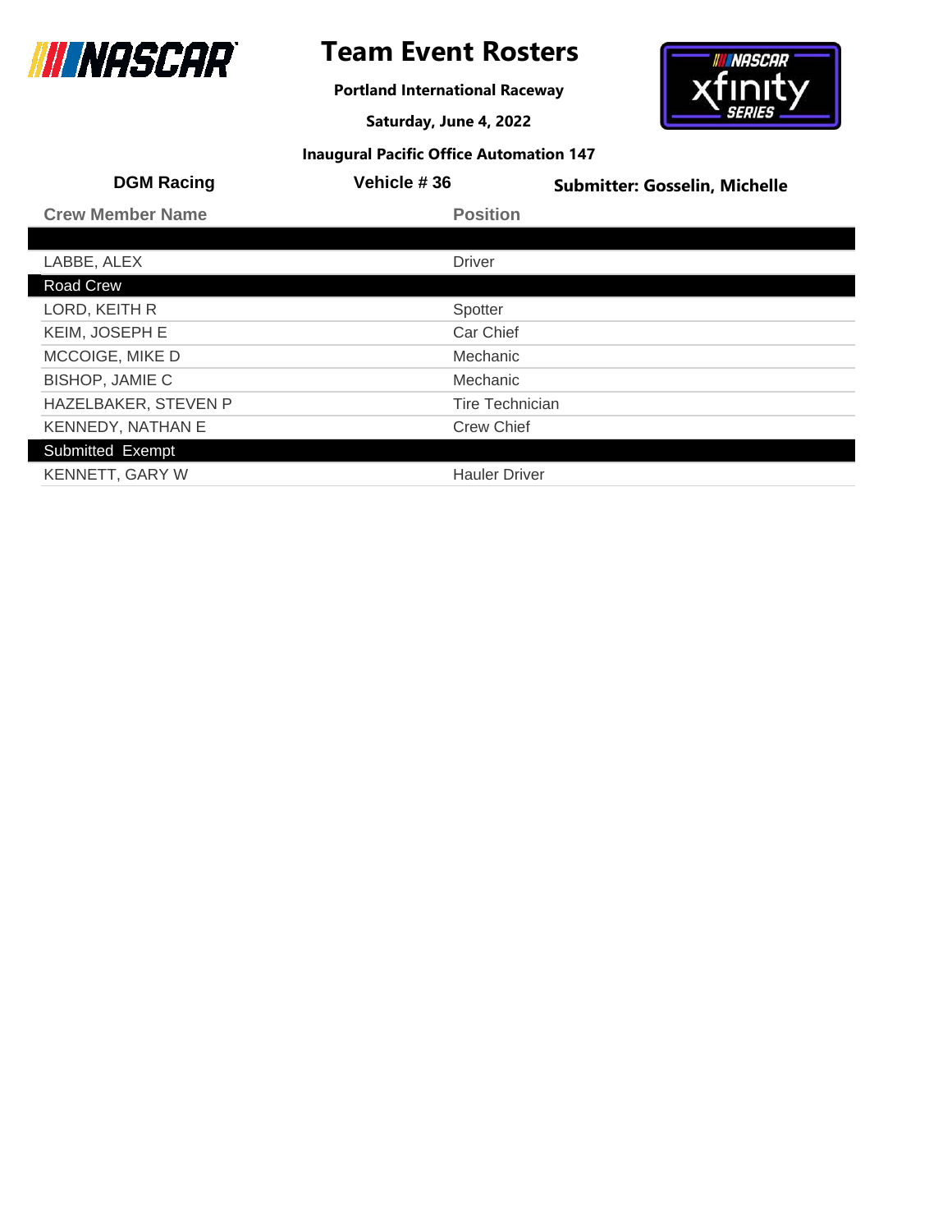# Team Event Rosters

**Portland International Raceway**

**Saturday, June 4, 2022**

**Inaugural Pacific Office Automation 147**

**DGM Racing** | **Vehicle # 36** | **Submitter: Gosselin, Michelle**

| Crew Member Name | Position |
|---|---|
| | |
| LABBE, ALEX | Driver |
| **Road Crew** | |
| LORD, KEITH R | Spotter |
| KEIM, JOSEPH E | Car Chief |
| MCCOIGE, MIKE D | Mechanic |
| BISHOP, JAMIE C | Mechanic |
| HAZELBAKER, STEVEN P | Tire Technician |
| KENNEDY, NATHAN E | Crew Chief |
| **Submitted Exempt** | |
| KENNETT, GARY W | Hauler Driver |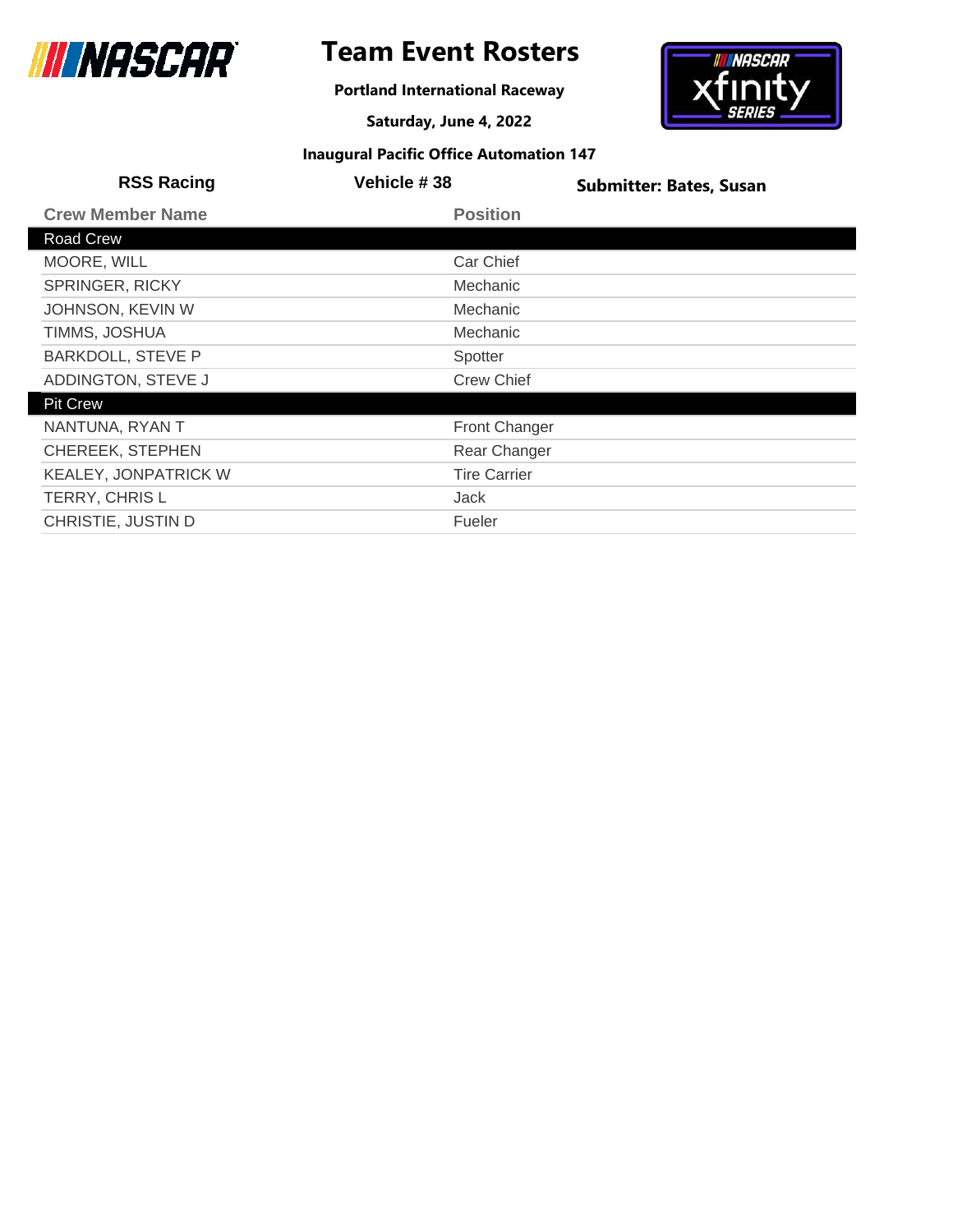# Team Event Rosters

**Portland International Raceway**

**Saturday, June 4, 2022**

**Inaugural Pacific Office Automation 147**

**RSS Racing** | **Vehicle # 38** | **Submitter: Bates, Susan**

| Crew Member Name | Position |
|---|---|
| **Road Crew** | |
| MOORE, WILL | Car Chief |
| SPRINGER, RICKY | Mechanic |
| JOHNSON, KEVIN W | Mechanic |
| TIMMS, JOSHUA | Mechanic |
| BARKDOLL, STEVE P | Spotter |
| ADDINGTON, STEVE J | Crew Chief |
| **Pit Crew** | |
| NANTUNA, RYAN T | Front Changer |
| CHEREEK, STEPHEN | Rear Changer |
| KEALEY, JONPATRICK W | Tire Carrier |
| TERRY, CHRIS L | Jack |
| CHRISTIE, JUSTIN D | Fueler |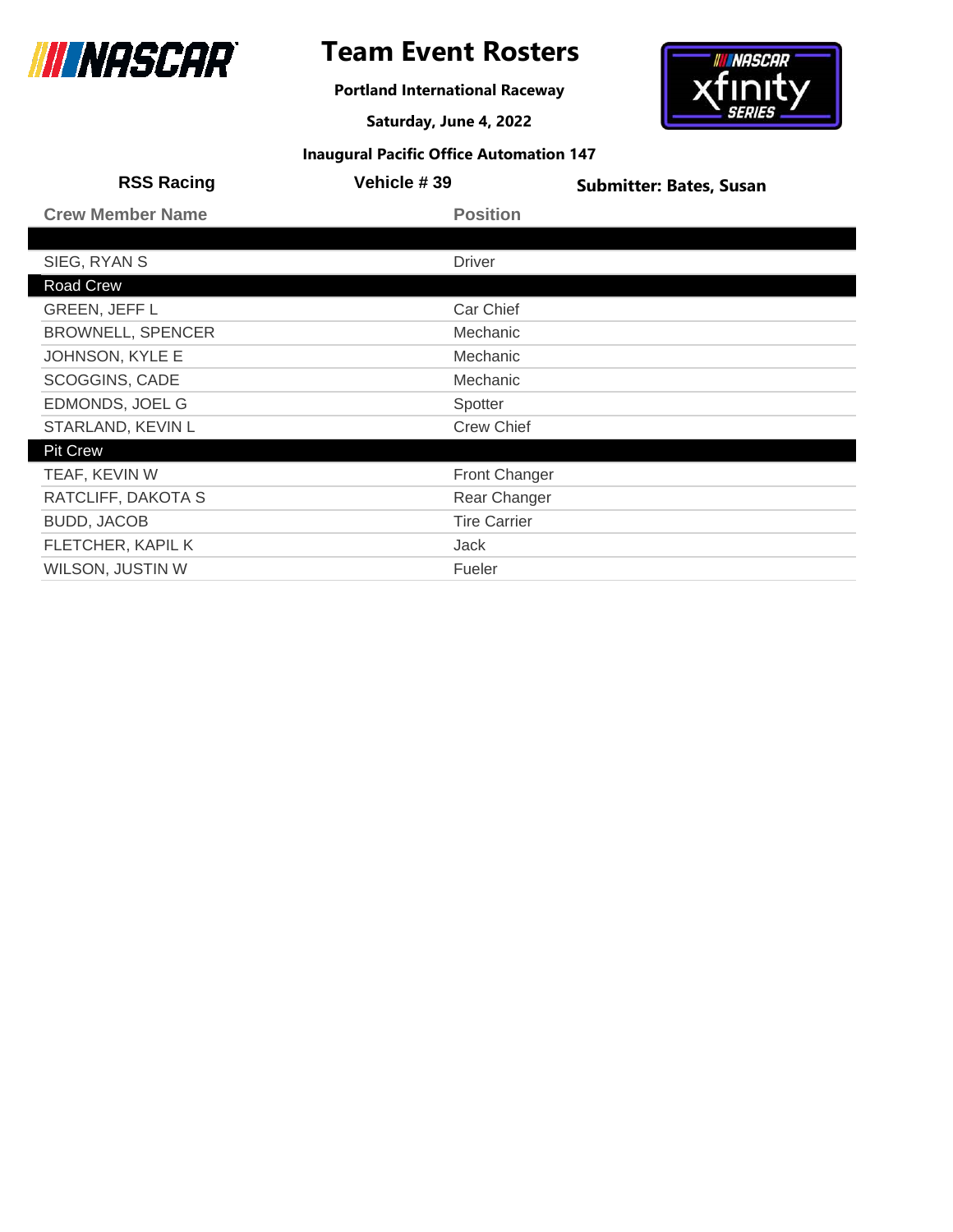# Team Event Rosters

**Portland International Raceway**

**Saturday, June 4, 2022**

**Inaugural Pacific Office Automation 147**

**RSS Racing** | **Vehicle # 39** | **Submitter: Bates, Susan**

| Crew Member Name | Position |
|---|---|
| | |
| SIEG, RYAN S | Driver |
| **Road Crew** | |
| GREEN, JEFF L | Car Chief |
| BROWNELL, SPENCER | Mechanic |
| JOHNSON, KYLE E | Mechanic |
| SCOGGINS, CADE | Mechanic |
| EDMONDS, JOEL G | Spotter |
| STARLAND, KEVIN L | Crew Chief |
| **Pit Crew** | |
| TEAF, KEVIN W | Front Changer |
| RATCLIFF, DAKOTA S | Rear Changer |
| BUDD, JACOB | Tire Carrier |
| FLETCHER, KAPIL K | Jack |
| WILSON, JUSTIN W | Fueler |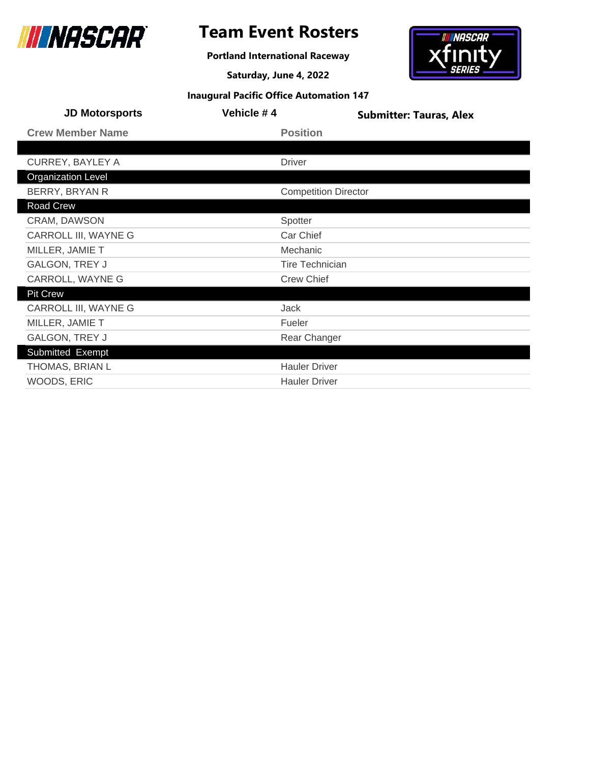# Team Event Rosters

**Portland International Raceway**

**Saturday, June 4, 2022**

**Inaugural Pacific Office Automation 147**

**JD Motorsports** | **Vehicle # 4** | **Submitter: Tauras, Alex**

| Crew Member Name | Position |
|---|---|
| | |
| CURREY, BAYLEY A | Driver |
| **Organization Level** | |
| BERRY, BRYAN R | Competition Director |
| **Road Crew** | |
| CRAM, DAWSON | Spotter |
| CARROLL III, WAYNE G | Car Chief |
| MILLER, JAMIE T | Mechanic |
| GALGON, TREY J | Tire Technician |
| CARROLL, WAYNE G | Crew Chief |
| **Pit Crew** | |
| CARROLL III, WAYNE G | Jack |
| MILLER, JAMIE T | Fueler |
| GALGON, TREY J | Rear Changer |
| **Submitted Exempt** | |
| THOMAS, BRIAN L | Hauler Driver |
| WOODS, ERIC | Hauler Driver |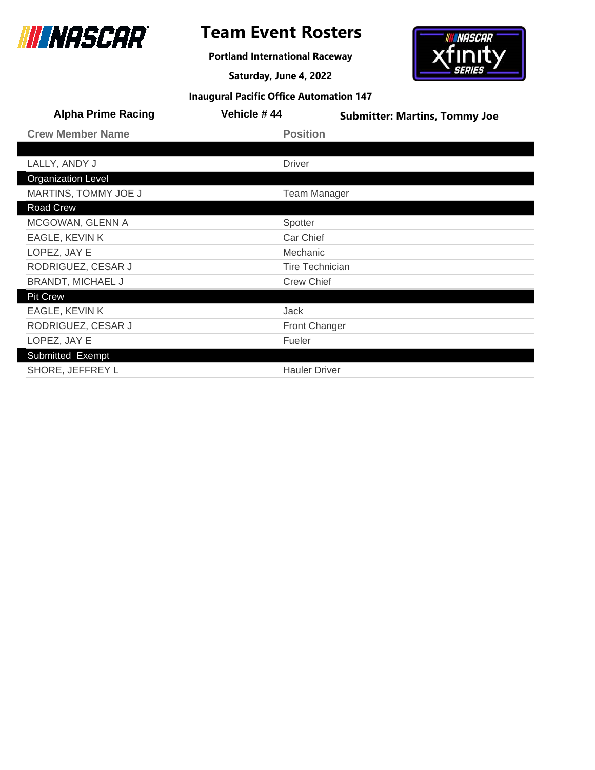# Team Event Rosters

**Portland International Raceway**

**Saturday, June 4, 2022**

**Inaugural Pacific Office Automation 147**

**Alpha Prime Racing** | **Vehicle # 44** | **Submitter: Martins, Tommy Joe**

| Crew Member Name | Position |
|---|---|
| | |
| LALLY, ANDY J | Driver |
| **Organization Level** | |
| MARTINS, TOMMY JOE J | Team Manager |
| **Road Crew** | |
| MCGOWAN, GLENN A | Spotter |
| EAGLE, KEVIN K | Car Chief |
| LOPEZ, JAY E | Mechanic |
| RODRIGUEZ, CESAR J | Tire Technician |
| BRANDT, MICHAEL J | Crew Chief |
| **Pit Crew** | |
| EAGLE, KEVIN K | Jack |
| RODRIGUEZ, CESAR J | Front Changer |
| LOPEZ, JAY E | Fueler |
| **Submitted Exempt** | |
| SHORE, JEFFREY L | Hauler Driver |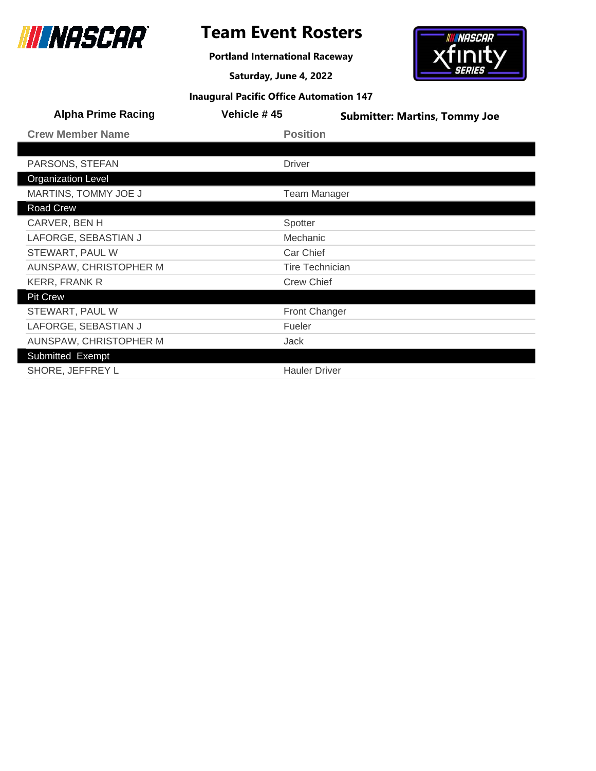# Team Event Rosters

**Portland International Raceway**

**Saturday, June 4, 2022**

**Inaugural Pacific Office Automation 147**

**Alpha Prime Racing** | **Vehicle # 45** | **Submitter: Martins, Tommy Joe**

| Crew Member Name | Position |
|---|---|
| | |
| PARSONS, STEFAN | Driver |
| **Organization Level** | |
| MARTINS, TOMMY JOE J | Team Manager |
| **Road Crew** | |
| CARVER, BEN H | Spotter |
| LAFORGE, SEBASTIAN J | Mechanic |
| STEWART, PAUL W | Car Chief |
| AUNSPAW, CHRISTOPHER M | Tire Technician |
| KERR, FRANK R | Crew Chief |
| **Pit Crew** | |
| STEWART, PAUL W | Front Changer |
| LAFORGE, SEBASTIAN J | Fueler |
| AUNSPAW, CHRISTOPHER M | Jack |
| **Submitted Exempt** | |
| SHORE, JEFFREY L | Hauler Driver |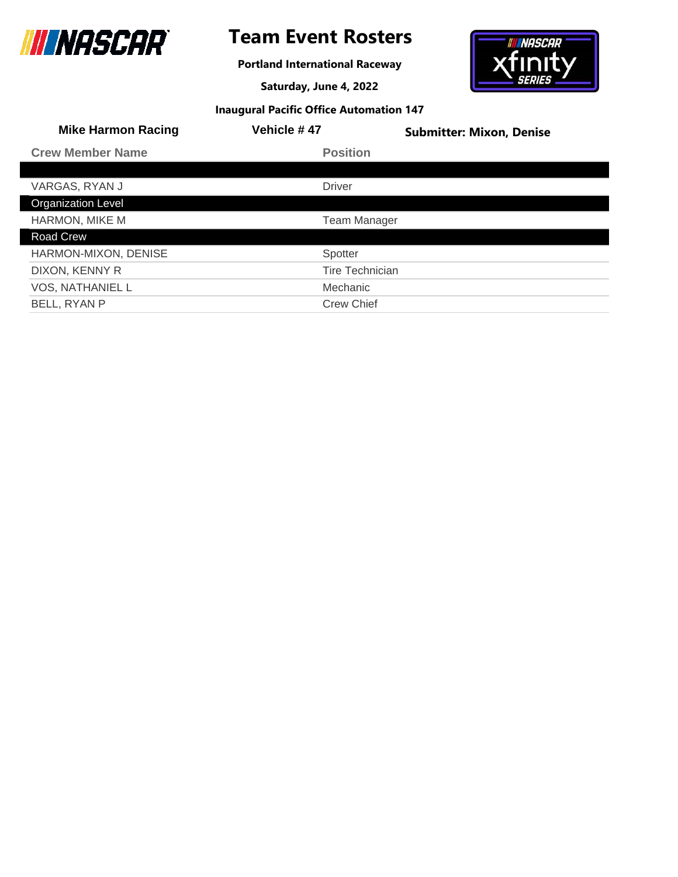# Team Event Rosters

**Portland International Raceway**

**Saturday, June 4, 2022**

**Inaugural Pacific Office Automation 147**

**Mike Harmon Racing** | **Vehicle # 47** | **Submitter: Mixon, Denise**

| Crew Member Name | Position |
|---|---|
| | |
| VARGAS, RYAN J | Driver |
| **Organization Level** | |
| HARMON, MIKE M | Team Manager |
| **Road Crew** | |
| HARMON-MIXON, DENISE | Spotter |
| DIXON, KENNY R | Tire Technician |
| VOS, NATHANIEL L | Mechanic |
| BELL, RYAN P | Crew Chief |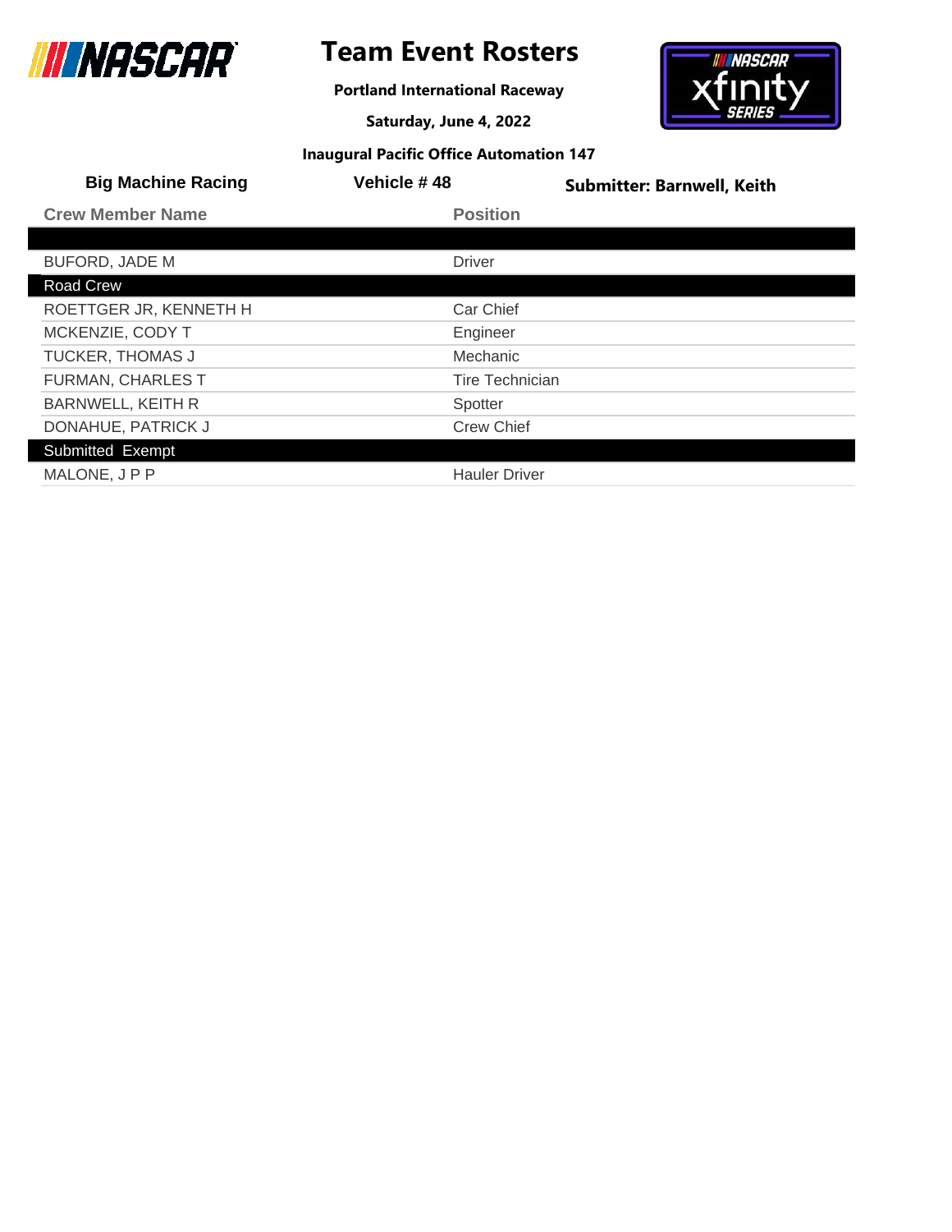# Team Event Rosters

**Portland International Raceway**

**Saturday, June 4, 2022**

**Inaugural Pacific Office Automation 147**

**Big Machine Racing** | **Vehicle # 48** | **Submitter: Barnwell, Keith**

| Crew Member Name | Position |
|---|---|
| | |
| BUFORD, JADE M | Driver |
| **Road Crew** | |
| ROETTGER JR, KENNETH H | Car Chief |
| MCKENZIE, CODY T | Engineer |
| TUCKER, THOMAS J | Mechanic |
| FURMAN, CHARLES T | Tire Technician |
| BARNWELL, KEITH R | Spotter |
| DONAHUE, PATRICK J | Crew Chief |
| **Submitted Exempt** | |
| MALONE, J P P | Hauler Driver |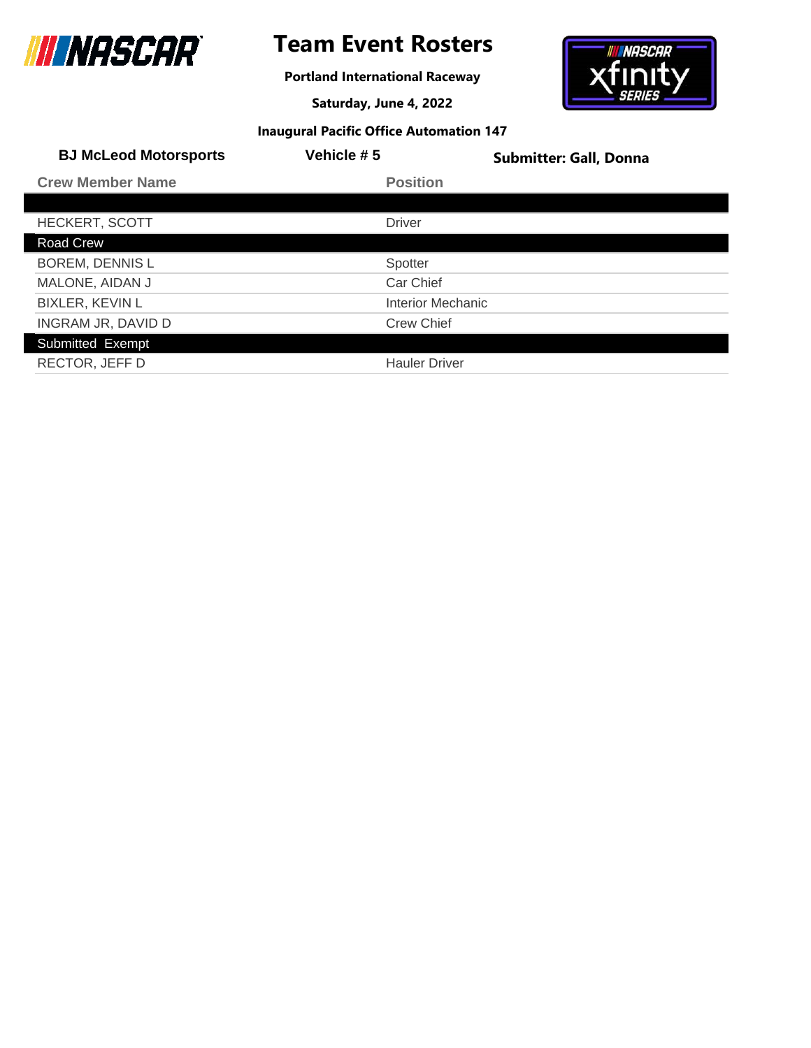# Team Event Rosters

**Portland International Raceway**

**Saturday, June 4, 2022**

**Inaugural Pacific Office Automation 147**

**BJ McLeod Motorsports** | **Vehicle # 5** | **Submitter: Gall, Donna**

| Crew Member Name | Position |
|---|---|
| | |
| HECKERT, SCOTT | Driver |
| **Road Crew** | |
| BOREM, DENNIS L | Spotter |
| MALONE, AIDAN J | Car Chief |
| BIXLER, KEVIN L | Interior Mechanic |
| INGRAM JR, DAVID D | Crew Chief |
| **Submitted Exempt** | |
| RECTOR, JEFF D | Hauler Driver |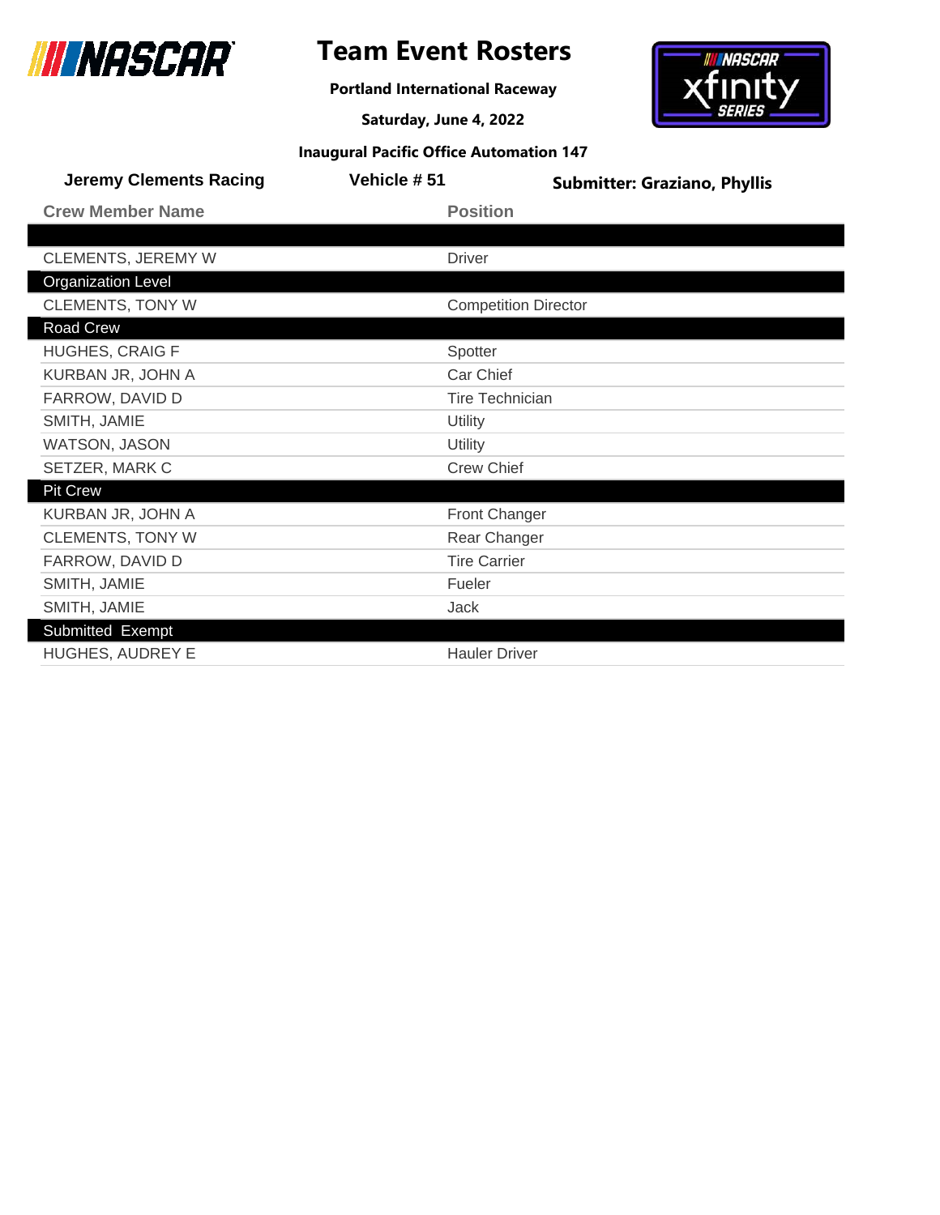# Team Event Rosters

**Portland International Raceway**

**Saturday, June 4, 2022**

**Inaugural Pacific Office Automation 147**

**Jeremy Clements Racing** | **Vehicle # 51** | **Submitter: Graziano, Phyllis**

| Crew Member Name | Position |
| --- | --- |
| | |
| CLEMENTS, JEREMY W | Driver |
| **Organization Level** | |
| CLEMENTS, TONY W | Competition Director |
| **Road Crew** | |
| HUGHES, CRAIG F | Spotter |
| KURBAN JR, JOHN A | Car Chief |
| FARROW, DAVID D | Tire Technician |
| SMITH, JAMIE | Utility |
| WATSON, JASON | Utility |
| SETZER, MARK C | Crew Chief |
| **Pit Crew** | |
| KURBAN JR, JOHN A | Front Changer |
| CLEMENTS, TONY W | Rear Changer |
| FARROW, DAVID D | Tire Carrier |
| SMITH, JAMIE | Fueler |
| SMITH, JAMIE | Jack |
| **Submitted Exempt** | |
| HUGHES, AUDREY E | Hauler Driver |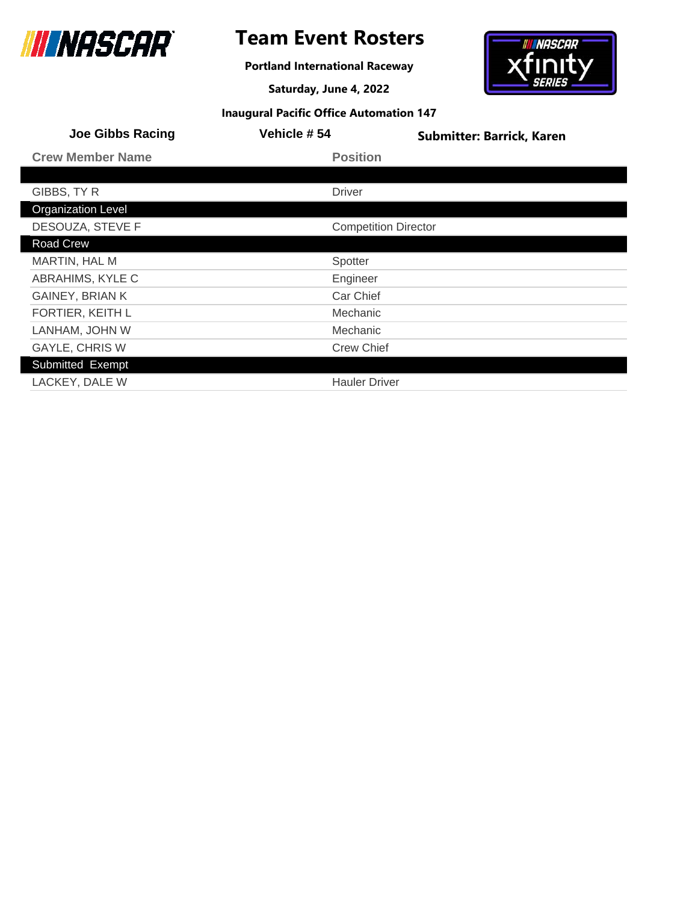# Team Event Rosters

**Portland International Raceway**

**Saturday, June 4, 2022**

**Inaugural Pacific Office Automation 147**

**Joe Gibbs Racing** | **Vehicle # 54** | **Submitter: Barrick, Karen**

| Crew Member Name | Position |
|---|---|
| | |
| GIBBS, TY R | Driver |
| **Organization Level** | |
| DESOUZA, STEVE F | Competition Director |
| **Road Crew** | |
| MARTIN, HAL M | Spotter |
| ABRAHIMS, KYLE C | Engineer |
| GAINEY, BRIAN K | Car Chief |
| FORTIER, KEITH L | Mechanic |
| LANHAM, JOHN W | Mechanic |
| GAYLE, CHRIS W | Crew Chief |
| **Submitted Exempt** | |
| LACKEY, DALE W | Hauler Driver |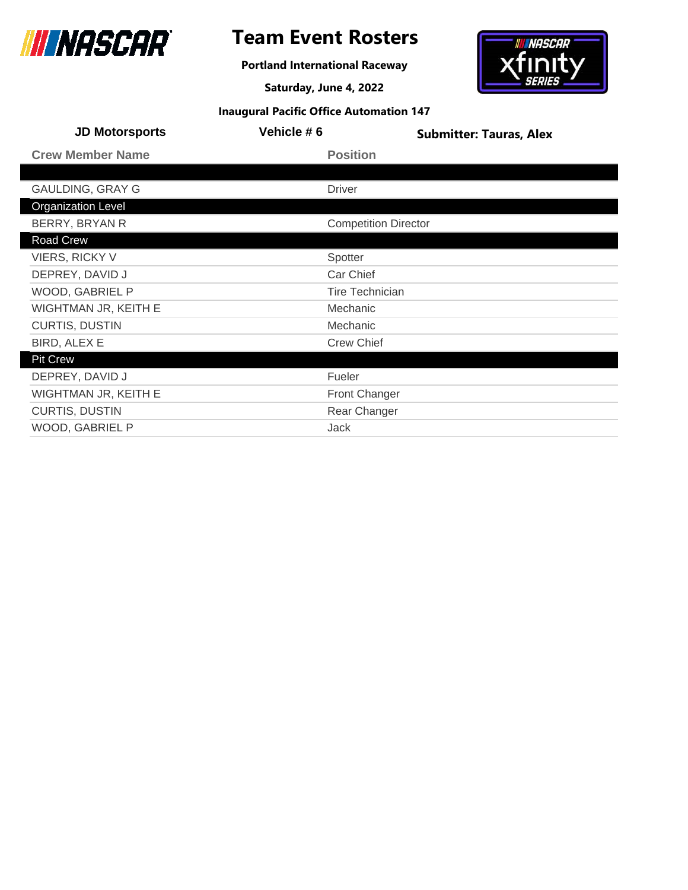# Team Event Rosters

**Portland International Raceway**

**Saturday, June 4, 2022**

**Inaugural Pacific Office Automation 147**

**JD Motorsports** | **Vehicle # 6** | **Submitter: Tauras, Alex**

| Crew Member Name | Position |
|---|---|
| | |
| GAULDING, GRAY G | Driver |
| **Organization Level** | |
| BERRY, BRYAN R | Competition Director |
| **Road Crew** | |
| VIERS, RICKY V | Spotter |
| DEPREY, DAVID J | Car Chief |
| WOOD, GABRIEL P | Tire Technician |
| WIGHTMAN JR, KEITH E | Mechanic |
| CURTIS, DUSTIN | Mechanic |
| BIRD, ALEX E | Crew Chief |
| **Pit Crew** | |
| DEPREY, DAVID J | Fueler |
| WIGHTMAN JR, KEITH E | Front Changer |
| CURTIS, DUSTIN | Rear Changer |
| WOOD, GABRIEL P | Jack |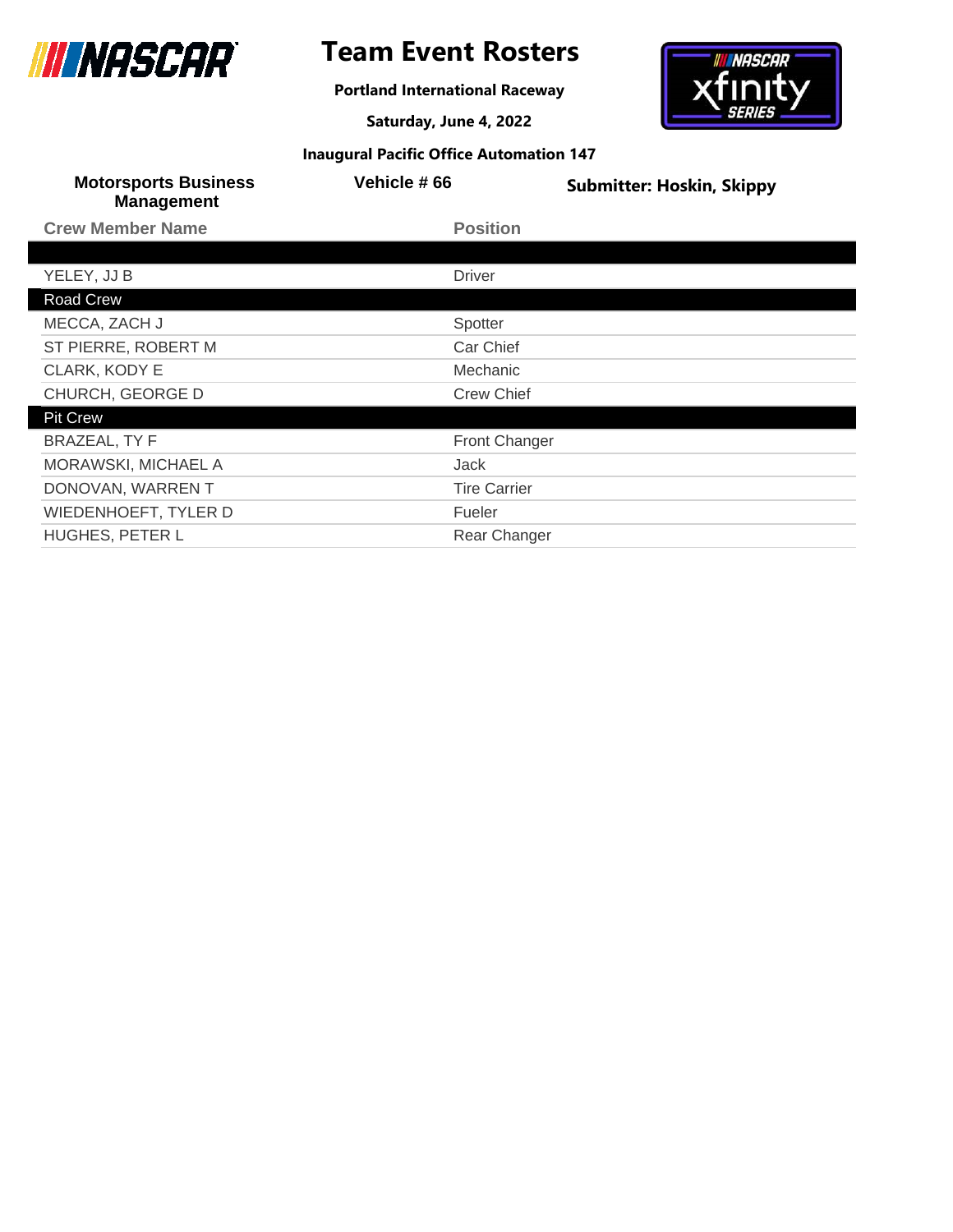# Team Event Rosters

**Portland International Raceway**

**Saturday, June 4, 2022**

**Inaugural Pacific Office Automation 147**

**Motorsports Business Management** | **Vehicle # 66** | **Submitter: Hoskin, Skippy**

| Crew Member Name | Position |
|---|---|
| | |
| YELEY, JJ B | Driver |
| **Road Crew** | |
| MECCA, ZACH J | Spotter |
| ST PIERRE, ROBERT M | Car Chief |
| CLARK, KODY E | Mechanic |
| CHURCH, GEORGE D | Crew Chief |
| **Pit Crew** | |
| BRAZEAL, TY F | Front Changer |
| MORAWSKI, MICHAEL A | Jack |
| DONOVAN, WARREN T | Tire Carrier |
| WIEDENHOEFT, TYLER D | Fueler |
| HUGHES, PETER L | Rear Changer |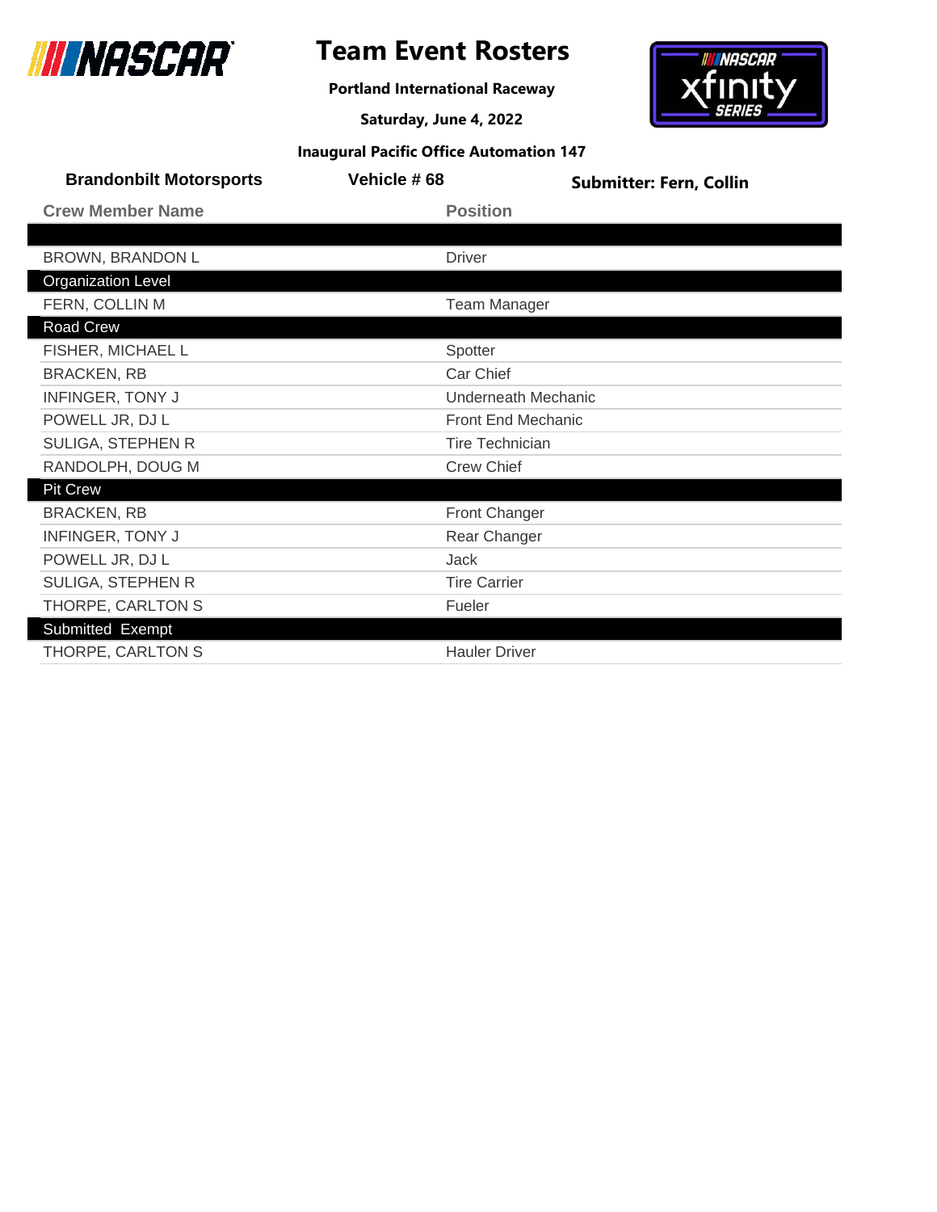# Team Event Rosters

**Portland International Raceway**

**Saturday, June 4, 2022**

**Inaugural Pacific Office Automation 147**

**Brandonbilt Motorsports** | **Vehicle # 68** | **Submitter: Fern, Collin**

| Crew Member Name | Position |
|---|---|
| | |
| BROWN, BRANDON L | Driver |
| **Organization Level** | |
| FERN, COLLIN M | Team Manager |
| **Road Crew** | |
| FISHER, MICHAEL L | Spotter |
| BRACKEN, RB | Car Chief |
| INFINGER, TONY J | Underneath Mechanic |
| POWELL JR, DJ L | Front End Mechanic |
| SULIGA, STEPHEN R | Tire Technician |
| RANDOLPH, DOUG M | Crew Chief |
| **Pit Crew** | |
| BRACKEN, RB | Front Changer |
| INFINGER, TONY J | Rear Changer |
| POWELL JR, DJ L | Jack |
| SULIGA, STEPHEN R | Tire Carrier |
| THORPE, CARLTON S | Fueler |
| **Submitted Exempt** | |
| THORPE, CARLTON S | Hauler Driver |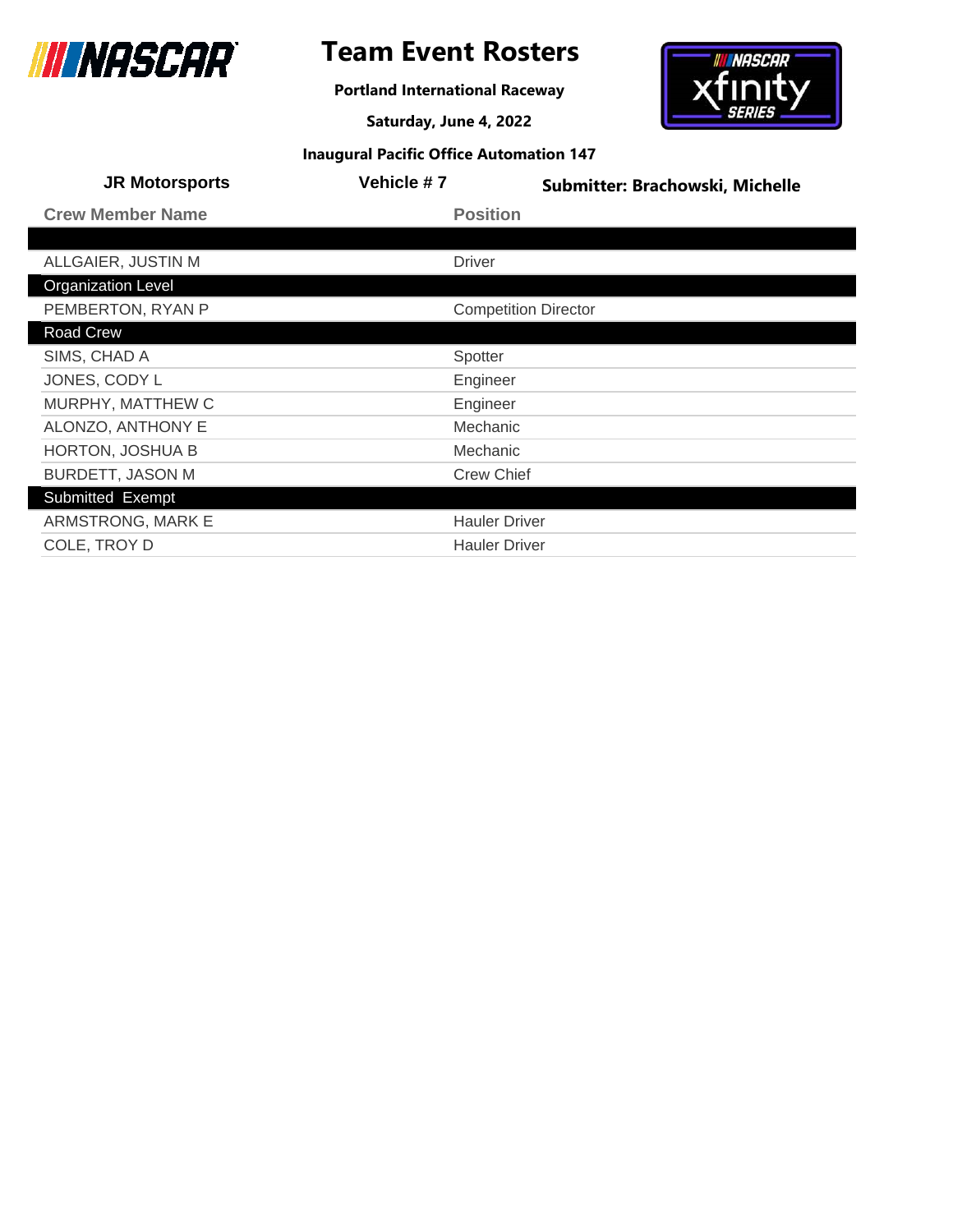# Team Event Rosters

**Portland International Raceway**

**Saturday, June 4, 2022**

**Inaugural Pacific Office Automation 147**

**JR Motorsports** | **Vehicle # 7** | **Submitter: Brachowski, Michelle**

| Crew Member Name | Position |
|---|---|
| | |
| ALLGAIER, JUSTIN M | Driver |
| **Organization Level** | |
| PEMBERTON, RYAN P | Competition Director |
| **Road Crew** | |
| SIMS, CHAD A | Spotter |
| JONES, CODY L | Engineer |
| MURPHY, MATTHEW C | Engineer |
| ALONZO, ANTHONY E | Mechanic |
| HORTON, JOSHUA B | Mechanic |
| BURDETT, JASON M | Crew Chief |
| **Submitted Exempt** | |
| ARMSTRONG, MARK E | Hauler Driver |
| COLE, TROY D | Hauler Driver |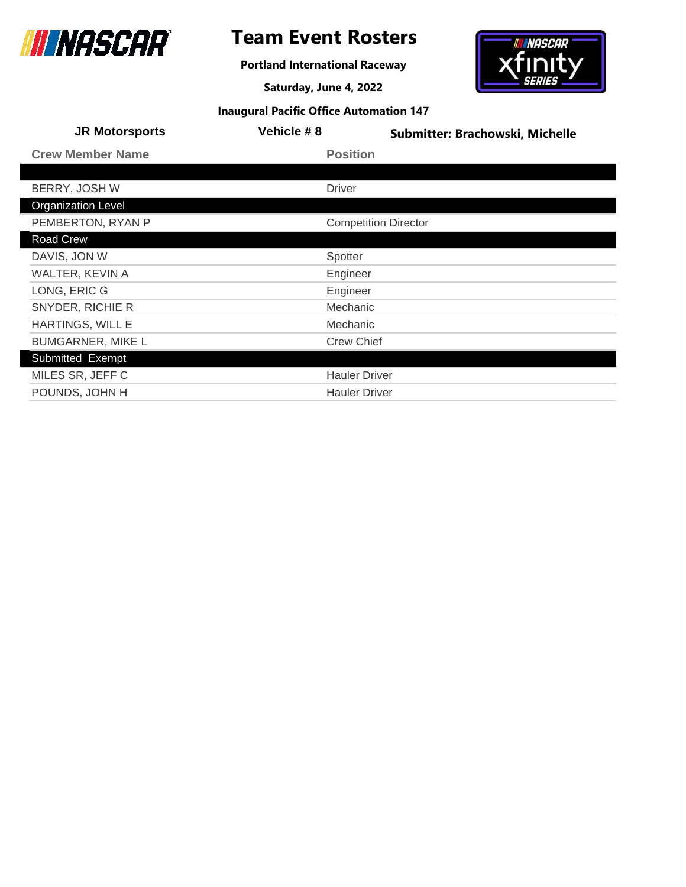# Team Event Rosters

**Portland International Raceway**

**Saturday, June 4, 2022**

**Inaugural Pacific Office Automation 147**

**JR Motorsports** | **Vehicle # 8** | **Submitter: Brachowski, Michelle**

| Crew Member Name | Position |
|---|---|
| | |
| BERRY, JOSH W | Driver |
| **Organization Level** | |
| PEMBERTON, RYAN P | Competition Director |
| **Road Crew** | |
| DAVIS, JON W | Spotter |
| WALTER, KEVIN A | Engineer |
| LONG, ERIC G | Engineer |
| SNYDER, RICHIE R | Mechanic |
| HARTINGS, WILL E | Mechanic |
| BUMGARNER, MIKE L | Crew Chief |
| **Submitted Exempt** | |
| MILES SR, JEFF C | Hauler Driver |
| POUNDS, JOHN H | Hauler Driver |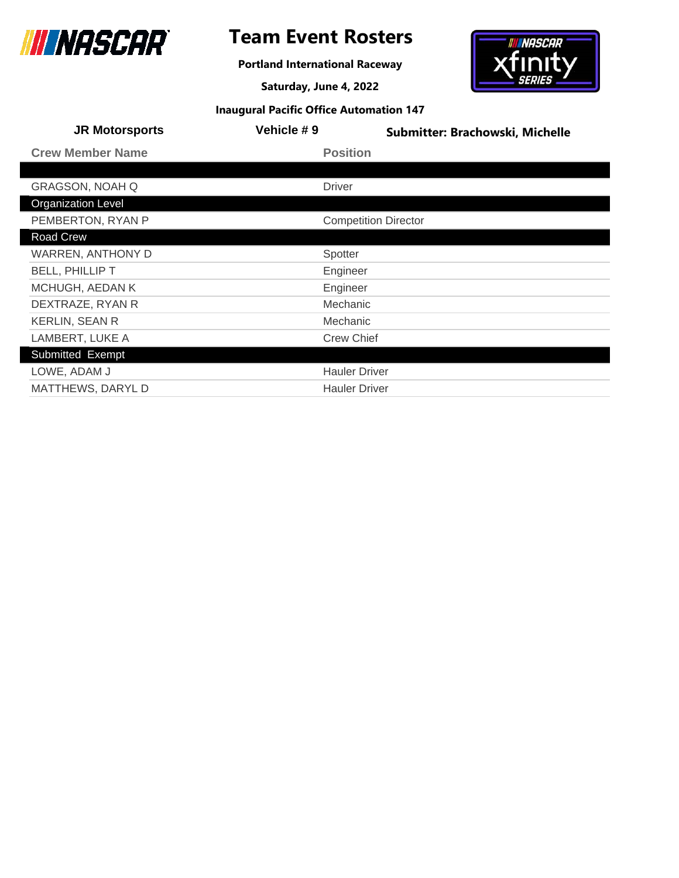# Team Event Rosters

**Portland International Raceway**

**Saturday, June 4, 2022**

**Inaugural Pacific Office Automation 147**

**JR Motorsports** | **Vehicle # 9** | **Submitter: Brachowski, Michelle**

| Crew Member Name | Position |
|---|---|
| | |
| GRAGSON, NOAH Q | Driver |
| **Organization Level** | |
| PEMBERTON, RYAN P | Competition Director |
| **Road Crew** | |
| WARREN, ANTHONY D | Spotter |
| BELL, PHILLIP T | Engineer |
| MCHUGH, AEDAN K | Engineer |
| DEXTRAZE, RYAN R | Mechanic |
| KERLIN, SEAN R | Mechanic |
| LAMBERT, LUKE A | Crew Chief |
| **Submitted Exempt** | |
| LOWE, ADAM J | Hauler Driver |
| MATTHEWS, DARYL D | Hauler Driver |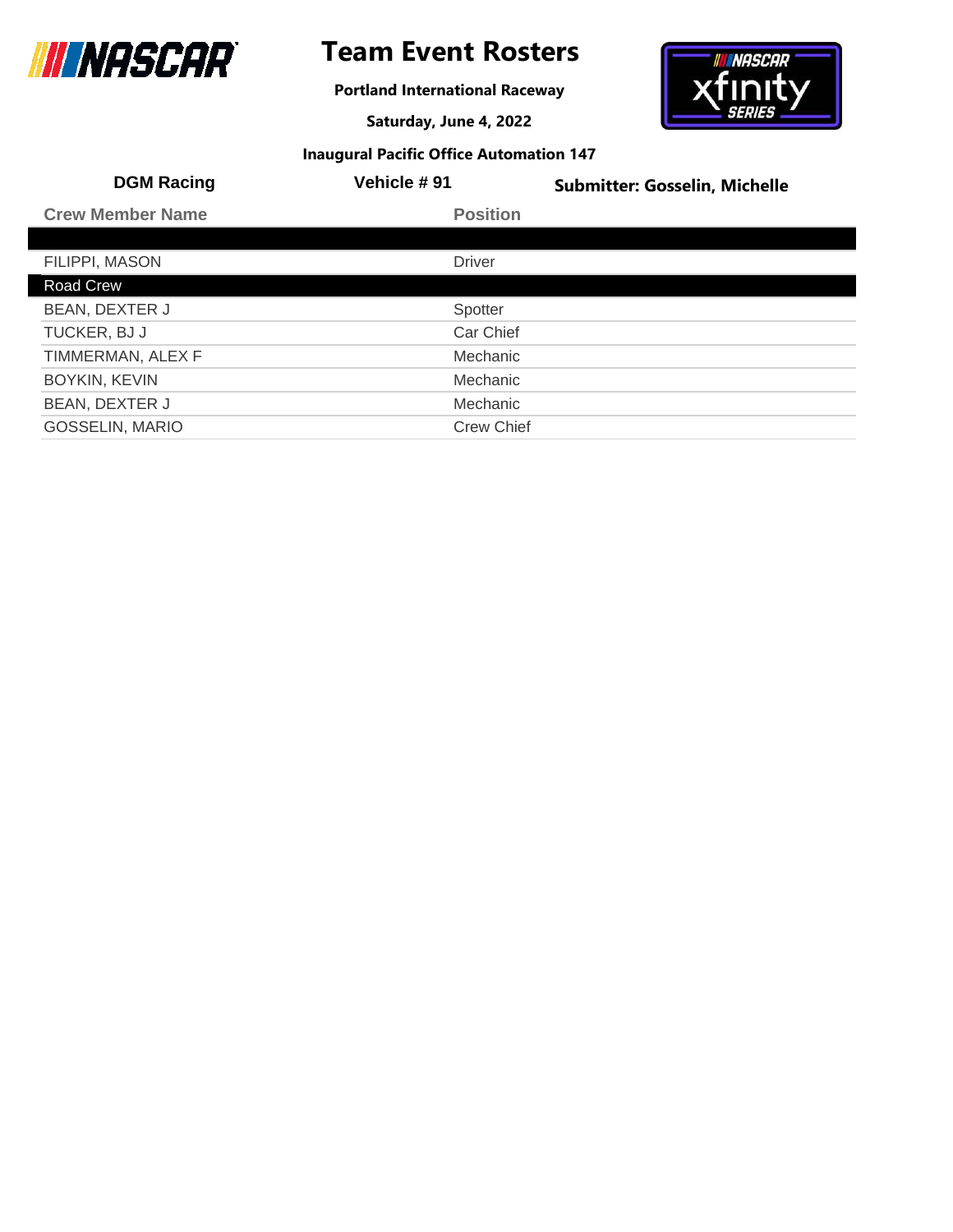# Team Event Rosters

**Portland International Raceway**

**Saturday, June 4, 2022**

**Inaugural Pacific Office Automation 147**

**DGM Racing** | **Vehicle # 91** | **Submitter: Gosselin, Michelle**

| Crew Member Name | Position |
|---|---|
| | |
| FILIPPI, MASON | Driver |
| **Road Crew** | |
| BEAN, DEXTER J | Spotter |
| TUCKER, BJ J | Car Chief |
| TIMMERMAN, ALEX F | Mechanic |
| BOYKIN, KEVIN | Mechanic |
| BEAN, DEXTER J | Mechanic |
| GOSSELIN, MARIO | Crew Chief |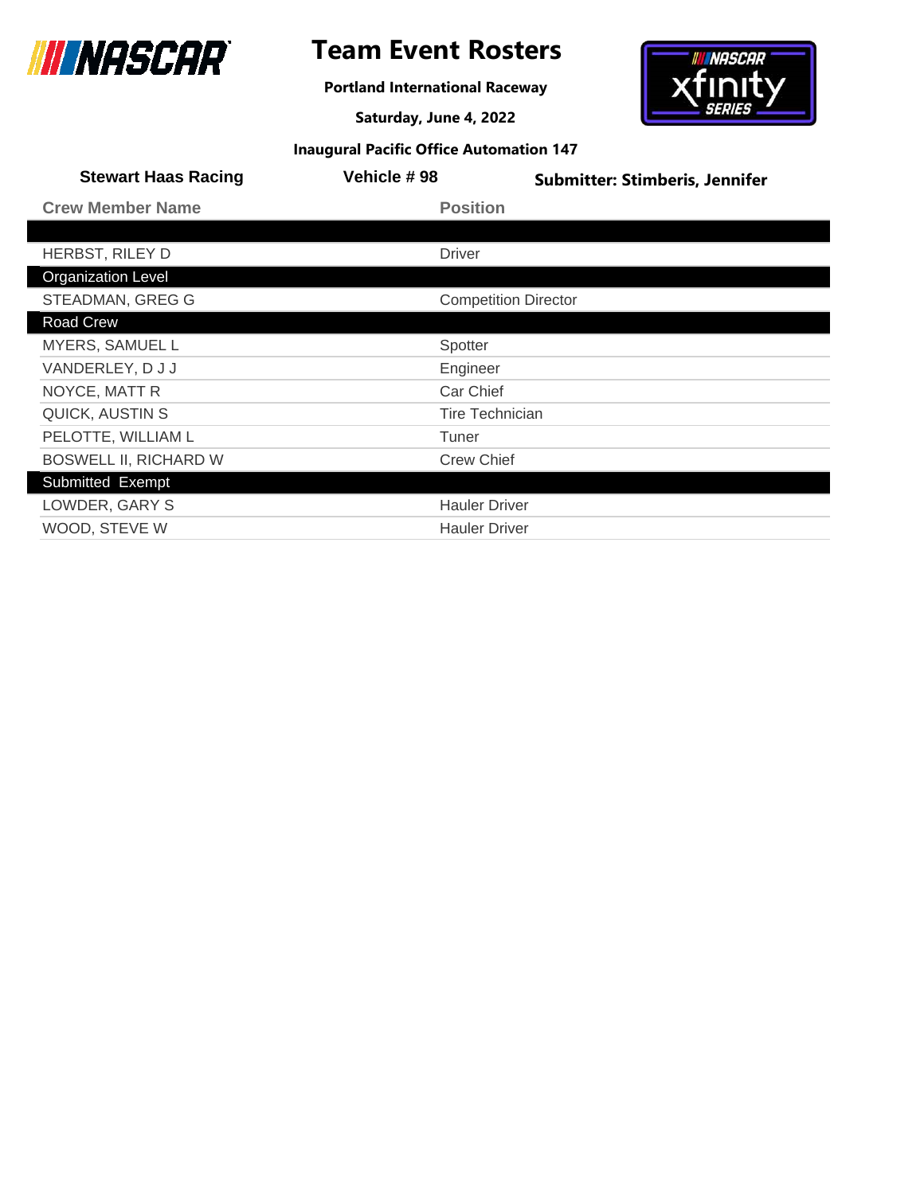# Team Event Rosters

**Portland International Raceway**

**Saturday, June 4, 2022**

**Inaugural Pacific Office Automation 147**

**Stewart Haas Racing** | **Vehicle # 98** | **Submitter: Stimberis, Jennifer**

| Crew Member Name | Position |
|---|---|
| | |
| HERBST, RILEY D | Driver |
| **Organization Level** | |
| STEADMAN, GREG G | Competition Director |
| **Road Crew** | |
| MYERS, SAMUEL L | Spotter |
| VANDERLEY, D J J | Engineer |
| NOYCE, MATT R | Car Chief |
| QUICK, AUSTIN S | Tire Technician |
| PELOTTE, WILLIAM L | Tuner |
| BOSWELL II, RICHARD W | Crew Chief |
| **Submitted Exempt** | |
| LOWDER, GARY S | Hauler Driver |
| WOOD, STEVE W | Hauler Driver |